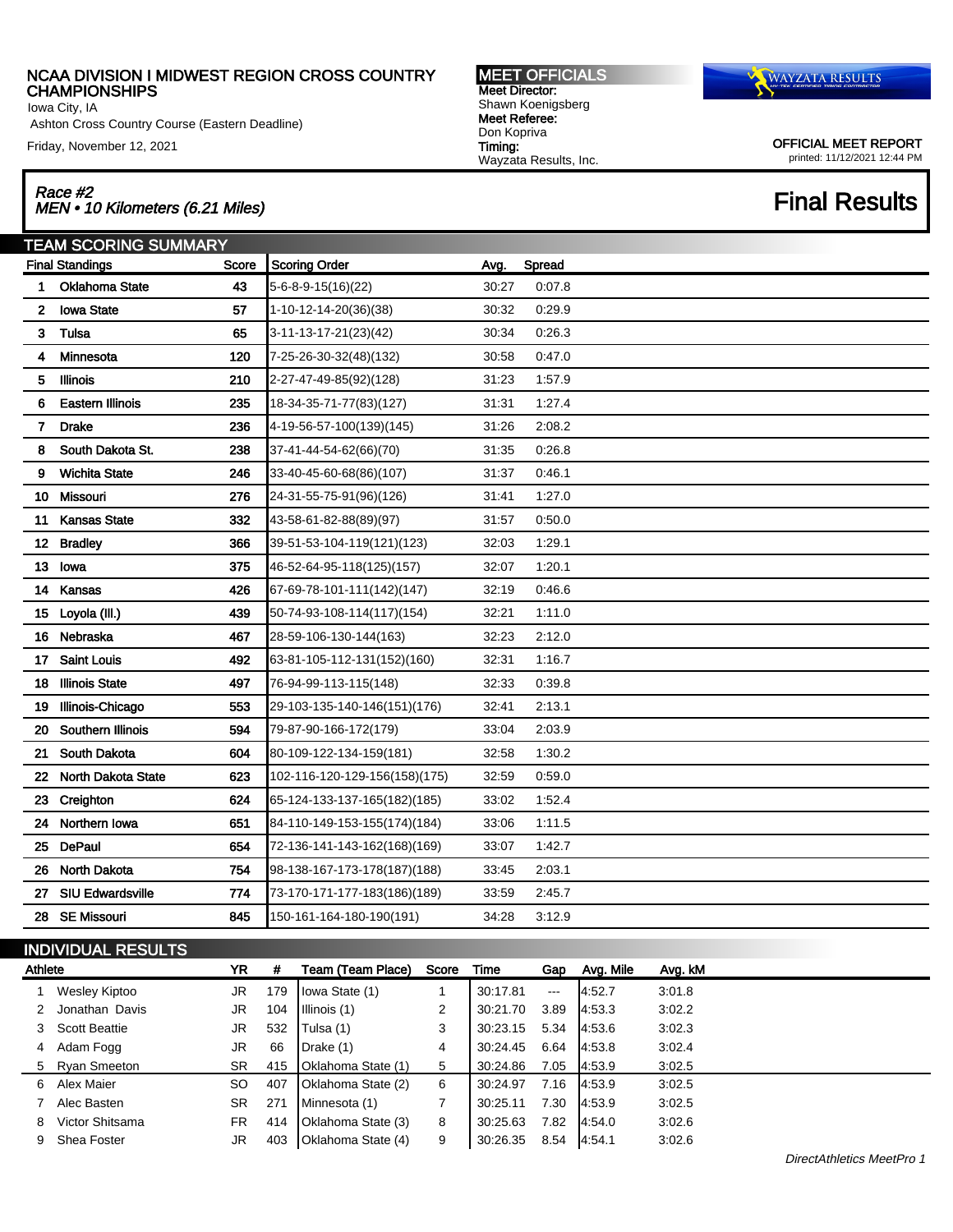# NCAA DIVISION I MIDWEST REGION CROSS COUNTRY CHAMPIONSHIPS

Iowa City, IA

Ashton Cross Country Course (Eastern Deadline)

Friday, November 12, 2021

**MEET OFFICIALS**
Meet Director:
Shawn Koenigsberg
Meet Referee:
Don Kopriva
Timing:
Wayzata Results, Inc.

WAYZATA RESULTS

OFFICIAL MEET REPORT
printed: 11/12/2021 12:44 PM

## *Race #2*
## *MEN • 10 Kilometers (6.21 Miles)*

## Final Results

### TEAM SCORING SUMMARY

| Final Standings | | Score | Scoring Order | Avg. | Spread |
|---|---|---|---|---|---|
| 1 | Oklahoma State | 43 | 5-6-8-9-15(16)(22) | 30:27 | 0:07.8 |
| 2 | Iowa State | 57 | 1-10-12-14-20(36)(38) | 30:32 | 0:29.9 |
| 3 | Tulsa | 65 | 3-11-13-17-21(23)(42) | 30:34 | 0:26.3 |
| 4 | Minnesota | 120 | 7-25-26-30-32(48)(132) | 30:58 | 0:47.0 |
| 5 | Illinois | 210 | 2-27-47-49-85(92)(128) | 31:23 | 1:57.9 |
| 6 | Eastern Illinois | 235 | 18-34-35-71-77(83)(127) | 31:31 | 1:27.4 |
| 7 | Drake | 236 | 4-19-56-57-100(139)(145) | 31:26 | 2:08.2 |
| 8 | South Dakota St. | 238 | 37-41-44-54-62(66)(70) | 31:35 | 0:26.8 |
| 9 | Wichita State | 246 | 33-40-45-60-68(86)(107) | 31:37 | 0:46.1 |
| 10 | Missouri | 276 | 24-31-55-75-91(96)(126) | 31:41 | 1:27.0 |
| 11 | Kansas State | 332 | 43-58-61-82-88(89)(97) | 31:57 | 0:50.0 |
| 12 | Bradley | 366 | 39-51-53-104-119(121)(123) | 32:03 | 1:29.1 |
| 13 | Iowa | 375 | 46-52-64-95-118(125)(157) | 32:07 | 1:20.1 |
| 14 | Kansas | 426 | 67-69-78-101-111(142)(147) | 32:19 | 0:46.6 |
| 15 | Loyola (Ill.) | 439 | 50-74-93-108-114(117)(154) | 32:21 | 1:11.0 |
| 16 | Nebraska | 467 | 28-59-106-130-144(163) | 32:23 | 2:12.0 |
| 17 | Saint Louis | 492 | 63-81-105-112-131(152)(160) | 32:31 | 1:16.7 |
| 18 | Illinois State | 497 | 76-94-99-113-115(148) | 32:33 | 0:39.8 |
| 19 | Illinois-Chicago | 553 | 29-103-135-140-146(151)(176) | 32:41 | 2:13.1 |
| 20 | Southern Illinois | 594 | 79-87-90-166-172(179) | 33:04 | 2:03.9 |
| 21 | South Dakota | 604 | 80-109-122-134-159(181) | 32:58 | 1:30.2 |
| 22 | North Dakota State | 623 | 102-116-120-129-156(158)(175) | 32:59 | 0:59.0 |
| 23 | Creighton | 624 | 65-124-133-137-165(182)(185) | 33:02 | 1:52.4 |
| 24 | Northern Iowa | 651 | 84-110-149-153-155(174)(184) | 33:06 | 1:11.5 |
| 25 | DePaul | 654 | 72-136-141-143-162(168)(169) | 33:07 | 1:42.7 |
| 26 | North Dakota | 754 | 98-138-167-173-178(187)(188) | 33:45 | 2:03.1 |
| 27 | SIU Edwardsville | 774 | 73-170-171-177-183(186)(189) | 33:59 | 2:45.7 |
| 28 | SE Missouri | 845 | 150-161-164-180-190(191) | 34:28 | 3:12.9 |

### INDIVIDUAL RESULTS

| | Athlete | YR | # | Team (Team Place) | Score | Time | Gap | Avg. Mile | Avg. kM |
|---|---|---|---|---|---|---|---|---|---|
| 1 | Wesley Kiptoo | JR | 179 | Iowa State (1) | 1 | 30:17.81 | --- | 4:52.7 | 3:01.8 |
| 2 | Jonathan Davis | JR | 104 | Illinois (1) | 2 | 30:21.70 | 3.89 | 4:53.3 | 3:02.2 |
| 3 | Scott Beattie | JR | 532 | Tulsa (1) | 3 | 30:23.15 | 5.34 | 4:53.6 | 3:02.3 |
| 4 | Adam Fogg | JR | 66 | Drake (1) | 4 | 30:24.45 | 6.64 | 4:53.8 | 3:02.4 |
| 5 | Ryan Smeeton | SR | 415 | Oklahoma State (1) | 5 | 30:24.86 | 7.05 | 4:53.9 | 3:02.5 |
| 6 | Alex Maier | SO | 407 | Oklahoma State (2) | 6 | 30:24.97 | 7.16 | 4:53.9 | 3:02.5 |
| 7 | Alec Basten | SR | 271 | Minnesota (1) | 7 | 30:25.11 | 7.30 | 4:53.9 | 3:02.5 |
| 8 | Victor Shitsama | FR | 414 | Oklahoma State (3) | 8 | 30:25.63 | 7.82 | 4:54.0 | 3:02.6 |
| 9 | Shea Foster | JR | 403 | Oklahoma State (4) | 9 | 30:26.35 | 8.54 | 4:54.1 | 3:02.6 |

*DirectAthletics MeetPro 1*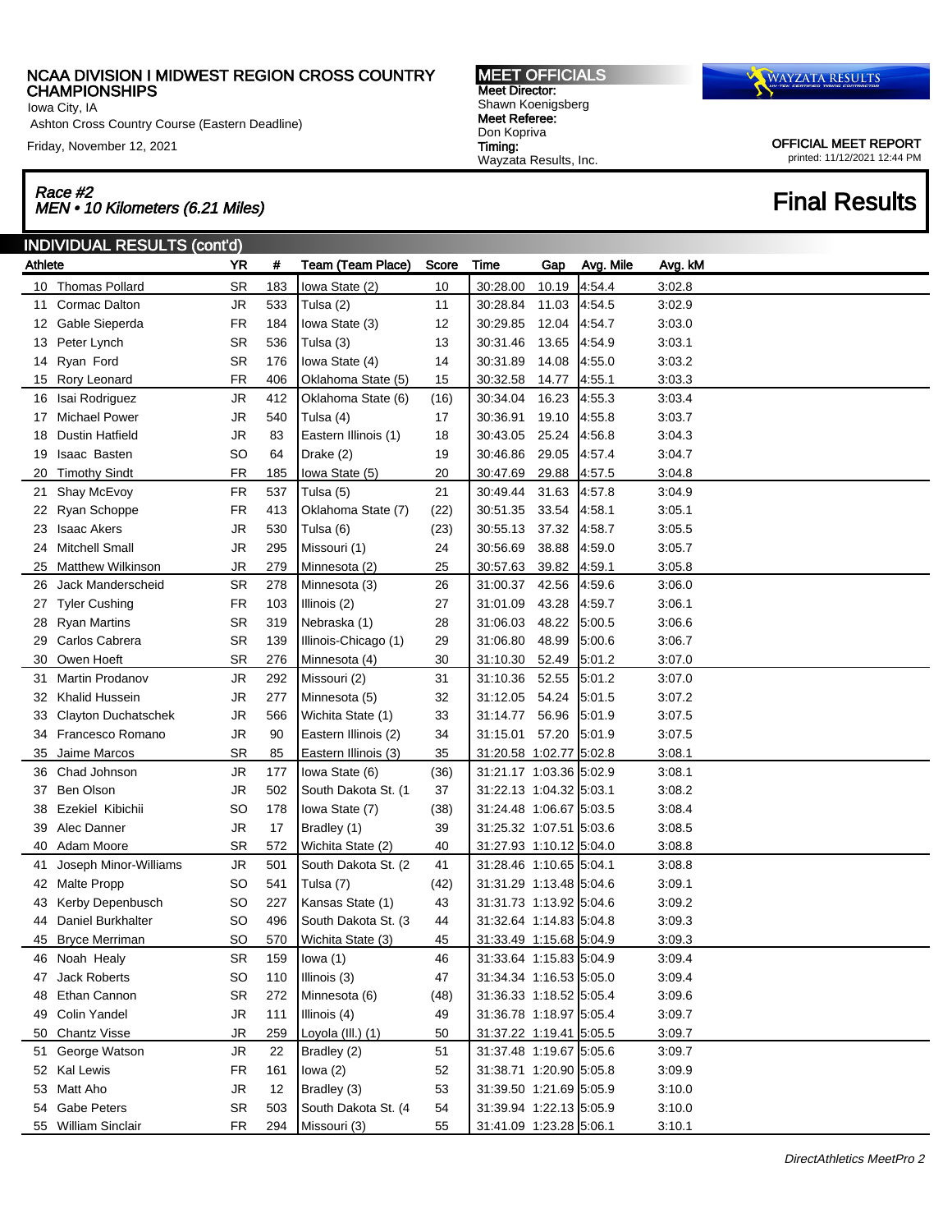## NCAA DIVISION I MIDWEST REGION CROSS COUNTRY CHAMPIONSHIPS

Iowa City, IA
Ashton Cross Country Course (Eastern Deadline)
Friday, November 12, 2021

**MEET OFFICIALS**
**Meet Director:** Shawn Koenigsberg
**Meet Referee:** Don Kopriva
**Timing:** Wayzata Results, Inc.

OFFICIAL MEET REPORT
printed: 11/12/2021 12:44 PM

### *Race #2*
### *MEN • 10 Kilometers (6.21 Miles)*

# Final Results

## INDIVIDUAL RESULTS (cont'd)

| | Athlete | YR | # | Team (Team Place) | Score | Time | Gap | Avg. Mile | Avg. kM |
|---|---|---|---|---|---|---|---|---|---|
| 10 | Thomas Pollard | SR | 183 | Iowa State (2) | 10 | 30:28.00 | 10.19 | 4:54.4 | 3:02.8 |
| 11 | Cormac Dalton | JR | 533 | Tulsa (2) | 11 | 30:28.84 | 11.03 | 4:54.5 | 3:02.9 |
| 12 | Gable Sieperda | FR | 184 | Iowa State (3) | 12 | 30:29.85 | 12.04 | 4:54.7 | 3:03.0 |
| 13 | Peter Lynch | SR | 536 | Tulsa (3) | 13 | 30:31.46 | 13.65 | 4:54.9 | 3:03.1 |
| 14 | Ryan Ford | SR | 176 | Iowa State (4) | 14 | 30:31.89 | 14.08 | 4:55.0 | 3:03.2 |
| 15 | Rory Leonard | FR | 406 | Oklahoma State (5) | 15 | 30:32.58 | 14.77 | 4:55.1 | 3:03.3 |
| 16 | Isai Rodriguez | JR | 412 | Oklahoma State (6) | (16) | 30:34.04 | 16.23 | 4:55.3 | 3:03.4 |
| 17 | Michael Power | JR | 540 | Tulsa (4) | 17 | 30:36.91 | 19.10 | 4:55.8 | 3:03.7 |
| 18 | Dustin Hatfield | JR | 83 | Eastern Illinois (1) | 18 | 30:43.05 | 25.24 | 4:56.8 | 3:04.3 |
| 19 | Isaac Basten | SO | 64 | Drake (2) | 19 | 30:46.86 | 29.05 | 4:57.4 | 3:04.7 |
| 20 | Timothy Sindt | FR | 185 | Iowa State (5) | 20 | 30:47.69 | 29.88 | 4:57.5 | 3:04.8 |
| 21 | Shay McEvoy | FR | 537 | Tulsa (5) | 21 | 30:49.44 | 31.63 | 4:57.8 | 3:04.9 |
| 22 | Ryan Schoppe | FR | 413 | Oklahoma State (7) | (22) | 30:51.35 | 33.54 | 4:58.1 | 3:05.1 |
| 23 | Isaac Akers | JR | 530 | Tulsa (6) | (23) | 30:55.13 | 37.32 | 4:58.7 | 3:05.5 |
| 24 | Mitchell Small | JR | 295 | Missouri (1) | 24 | 30:56.69 | 38.88 | 4:59.0 | 3:05.7 |
| 25 | Matthew Wilkinson | JR | 279 | Minnesota (2) | 25 | 30:57.63 | 39.82 | 4:59.1 | 3:05.8 |
| 26 | Jack Manderscheid | SR | 278 | Minnesota (3) | 26 | 31:00.37 | 42.56 | 4:59.6 | 3:06.0 |
| 27 | Tyler Cushing | FR | 103 | Illinois (2) | 27 | 31:01.09 | 43.28 | 4:59.7 | 3:06.1 |
| 28 | Ryan Martins | SR | 319 | Nebraska (1) | 28 | 31:06.03 | 48.22 | 5:00.5 | 3:06.6 |
| 29 | Carlos Cabrera | SR | 139 | Illinois-Chicago (1) | 29 | 31:06.80 | 48.99 | 5:00.6 | 3:06.7 |
| 30 | Owen Hoeft | SR | 276 | Minnesota (4) | 30 | 31:10.30 | 52.49 | 5:01.2 | 3:07.0 |
| 31 | Martin Prodanov | JR | 292 | Missouri (2) | 31 | 31:10.36 | 52.55 | 5:01.2 | 3:07.0 |
| 32 | Khalid Hussein | JR | 277 | Minnesota (5) | 32 | 31:12.05 | 54.24 | 5:01.5 | 3:07.2 |
| 33 | Clayton Duchatschek | JR | 566 | Wichita State (1) | 33 | 31:14.77 | 56.96 | 5:01.9 | 3:07.5 |
| 34 | Francesco Romano | JR | 90 | Eastern Illinois (2) | 34 | 31:15.01 | 57.20 | 5:01.9 | 3:07.5 |
| 35 | Jaime Marcos | SR | 85 | Eastern Illinois (3) | 35 | 31:20.58 | 1:02.77 | 5:02.8 | 3:08.1 |
| 36 | Chad Johnson | JR | 177 | Iowa State (6) | (36) | 31:21.17 | 1:03.36 | 5:02.9 | 3:08.1 |
| 37 | Ben Olson | JR | 502 | South Dakota St. (1 | 37 | 31:22.13 | 1:04.32 | 5:03.1 | 3:08.2 |
| 38 | Ezekiel Kibichii | SO | 178 | Iowa State (7) | (38) | 31:24.48 | 1:06.67 | 5:03.5 | 3:08.4 |
| 39 | Alec Danner | JR | 17 | Bradley (1) | 39 | 31:25.32 | 1:07.51 | 5:03.6 | 3:08.5 |
| 40 | Adam Moore | SR | 572 | Wichita State (2) | 40 | 31:27.93 | 1:10.12 | 5:04.0 | 3:08.8 |
| 41 | Joseph Minor-Williams | JR | 501 | South Dakota St. (2 | 41 | 31:28.46 | 1:10.65 | 5:04.1 | 3:08.8 |
| 42 | Malte Propp | SO | 541 | Tulsa (7) | (42) | 31:31.29 | 1:13.48 | 5:04.6 | 3:09.1 |
| 43 | Kerby Depenbusch | SO | 227 | Kansas State (1) | 43 | 31:31.73 | 1:13.92 | 5:04.6 | 3:09.2 |
| 44 | Daniel Burkhalter | SO | 496 | South Dakota St. (3 | 44 | 31:32.64 | 1:14.83 | 5:04.8 | 3:09.3 |
| 45 | Bryce Merriman | SO | 570 | Wichita State (3) | 45 | 31:33.49 | 1:15.68 | 5:04.9 | 3:09.3 |
| 46 | Noah Healy | SR | 159 | Iowa (1) | 46 | 31:33.64 | 1:15.83 | 5:04.9 | 3:09.4 |
| 47 | Jack Roberts | SO | 110 | Illinois (3) | 47 | 31:34.34 | 1:16.53 | 5:05.0 | 3:09.4 |
| 48 | Ethan Cannon | SR | 272 | Minnesota (6) | (48) | 31:36.33 | 1:18.52 | 5:05.4 | 3:09.6 |
| 49 | Colin Yandel | JR | 111 | Illinois (4) | 49 | 31:36.78 | 1:18.97 | 5:05.4 | 3:09.7 |
| 50 | Chantz Visse | JR | 259 | Loyola (Ill.) (1) | 50 | 31:37.22 | 1:19.41 | 5:05.5 | 3:09.7 |
| 51 | George Watson | JR | 22 | Bradley (2) | 51 | 31:37.48 | 1:19.67 | 5:05.6 | 3:09.7 |
| 52 | Kal Lewis | FR | 161 | Iowa (2) | 52 | 31:38.71 | 1:20.90 | 5:05.8 | 3:09.9 |
| 53 | Matt Aho | JR | 12 | Bradley (3) | 53 | 31:39.50 | 1:21.69 | 5:05.9 | 3:10.0 |
| 54 | Gabe Peters | SR | 503 | South Dakota St. (4 | 54 | 31:39.94 | 1:22.13 | 5:05.9 | 3:10.0 |
| 55 | William Sinclair | FR | 294 | Missouri (3) | 55 | 31:41.09 | 1:23.28 | 5:06.1 | 3:10.1 |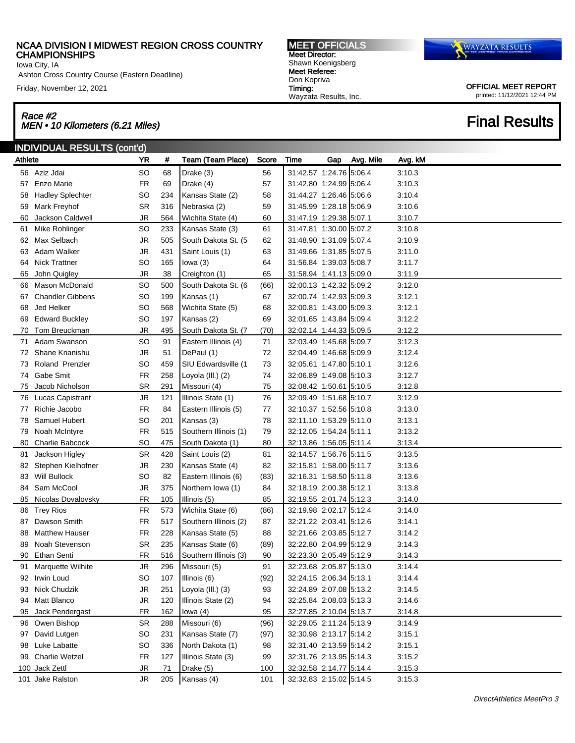NCAA DIVISION I MIDWEST REGION CROSS COUNTRY CHAMPIONSHIPS
Iowa City, IA
Ashton Cross Country Course (Eastern Deadline)
Friday, November 12, 2021

**MEET OFFICIALS**
Meet Director:
Shawn Koenigsberg
Meet Referee:
Don Kopriva
Timing:
Wayzata Results, Inc.

OFFICIAL MEET REPORT
printed: 11/12/2021 12:44 PM

*Race #2*
*MEN • 10 Kilometers (6.21 Miles)*

# Final Results

## INDIVIDUAL RESULTS (cont'd)

| Athlete | YR | # | Team (Team Place) | Score | Time | Gap | Avg. Mile | Avg. kM |
|---|---|---|---|---|---|---|---|---|
| 56 Aziz Jdai | SO | 68 | Drake (3) | 56 | 31:42.57 | 1:24.76 | 5:06.4 | 3:10.3 |
| 57 Enzo Marie | FR | 69 | Drake (4) | 57 | 31:42.80 | 1:24.99 | 5:06.4 | 3:10.3 |
| 58 Hadley Splechter | SO | 234 | Kansas State (2) | 58 | 31:44.27 | 1:26.46 | 5:06.6 | 3:10.4 |
| 59 Mark Freyhof | SR | 316 | Nebraska (2) | 59 | 31:45.99 | 1:28.18 | 5:06.9 | 3:10.6 |
| 60 Jackson Caldwell | JR | 564 | Wichita State (4) | 60 | 31:47.19 | 1:29.38 | 5:07.1 | 3:10.7 |
| 61 Mike Rohlinger | SO | 233 | Kansas State (3) | 61 | 31:47.81 | 1:30.00 | 5:07.2 | 3:10.8 |
| 62 Max Selbach | JR | 505 | South Dakota St. (5 | 62 | 31:48.90 | 1:31.09 | 5:07.4 | 3:10.9 |
| 63 Adam Walker | JR | 431 | Saint Louis (1) | 63 | 31:49.66 | 1:31.85 | 5:07.5 | 3:11.0 |
| 64 Nick Trattner | SO | 165 | Iowa (3) | 64 | 31:56.84 | 1:39.03 | 5:08.7 | 3:11.7 |
| 65 John Quigley | JR | 38 | Creighton (1) | 65 | 31:58.94 | 1:41.13 | 5:09.0 | 3:11.9 |
| 66 Mason McDonald | SO | 500 | South Dakota St. (6 | (66) | 32:00.13 | 1:42.32 | 5:09.2 | 3:12.0 |
| 67 Chandler Gibbens | SO | 199 | Kansas (1) | 67 | 32:00.74 | 1:42.93 | 5:09.3 | 3:12.1 |
| 68 Jed Helker | SO | 568 | Wichita State (5) | 68 | 32:00.81 | 1:43.00 | 5:09.3 | 3:12.1 |
| 69 Edward Buckley | SO | 197 | Kansas (2) | 69 | 32:01.65 | 1:43.84 | 5:09.4 | 3:12.2 |
| 70 Tom Breuckman | JR | 495 | South Dakota St. (7 | (70) | 32:02.14 | 1:44.33 | 5:09.5 | 3:12.2 |
| 71 Adam Swanson | SO | 91 | Eastern Illinois (4) | 71 | 32:03.49 | 1:45.68 | 5:09.7 | 3:12.3 |
| 72 Shane Knanishu | JR | 51 | DePaul (1) | 72 | 32:04.49 | 1:46.68 | 5:09.9 | 3:12.4 |
| 73 Roland Prenzler | SO | 459 | SIU Edwardsville (1 | 73 | 32:05.61 | 1:47.80 | 5:10.1 | 3:12.6 |
| 74 Gabe Smit | FR | 258 | Loyola (Ill.) (2) | 74 | 32:06.89 | 1:49.08 | 5:10.3 | 3:12.7 |
| 75 Jacob Nicholson | SR | 291 | Missouri (4) | 75 | 32:08.42 | 1:50.61 | 5:10.5 | 3:12.8 |
| 76 Lucas Capistrant | JR | 121 | Illinois State (1) | 76 | 32:09.49 | 1:51.68 | 5:10.7 | 3:12.9 |
| 77 Richie Jacobo | FR | 84 | Eastern Illinois (5) | 77 | 32:10.37 | 1:52.56 | 5:10.8 | 3:13.0 |
| 78 Samuel Hubert | SO | 201 | Kansas (3) | 78 | 32:11.10 | 1:53.29 | 5:11.0 | 3:13.1 |
| 79 Noah McIntyre | FR | 515 | Southern Illinois (1) | 79 | 32:12.05 | 1:54.24 | 5:11.1 | 3:13.2 |
| 80 Charlie Babcock | SO | 475 | South Dakota (1) | 80 | 32:13.86 | 1:56.05 | 5:11.4 | 3:13.4 |
| 81 Jackson Higley | SR | 428 | Saint Louis (2) | 81 | 32:14.57 | 1:56.76 | 5:11.5 | 3:13.5 |
| 82 Stephen Kielhofner | JR | 230 | Kansas State (4) | 82 | 32:15.81 | 1:58.00 | 5:11.7 | 3:13.6 |
| 83 Will Bullock | SO | 82 | Eastern Illinois (6) | (83) | 32:16.31 | 1:58.50 | 5:11.8 | 3:13.6 |
| 84 Sam McCool | JR | 375 | Northern Iowa (1) | 84 | 32:18.19 | 2:00.38 | 5:12.1 | 3:13.8 |
| 85 Nicolas Dovalovsky | FR | 105 | Illinois (5) | 85 | 32:19.55 | 2:01.74 | 5:12.3 | 3:14.0 |
| 86 Trey Rios | FR | 573 | Wichita State (6) | (86) | 32:19.98 | 2:02.17 | 5:12.4 | 3:14.0 |
| 87 Dawson Smith | FR | 517 | Southern Illinois (2) | 87 | 32:21.22 | 2:03.41 | 5:12.6 | 3:14.1 |
| 88 Matthew Hauser | FR | 228 | Kansas State (5) | 88 | 32:21.66 | 2:03.85 | 5:12.7 | 3:14.2 |
| 89 Noah Stevenson | SR | 235 | Kansas State (6) | (89) | 32:22.80 | 2:04.99 | 5:12.9 | 3:14.3 |
| 90 Ethan Senti | FR | 516 | Southern Illinois (3) | 90 | 32:23.30 | 2:05.49 | 5:12.9 | 3:14.3 |
| 91 Marquette Wilhite | JR | 296 | Missouri (5) | 91 | 32:23.68 | 2:05.87 | 5:13.0 | 3:14.4 |
| 92 Irwin Loud | SO | 107 | Illinois (6) | (92) | 32:24.15 | 2:06.34 | 5:13.1 | 3:14.4 |
| 93 Nick Chudzik | JR | 251 | Loyola (Ill.) (3) | 93 | 32:24.89 | 2:07.08 | 5:13.2 | 3:14.5 |
| 94 Matt Blanco | JR | 120 | Illinois State (2) | 94 | 32:25.84 | 2:08.03 | 5:13.3 | 3:14.6 |
| 95 Jack Pendergast | FR | 162 | Iowa (4) | 95 | 32:27.85 | 2:10.04 | 5:13.7 | 3:14.8 |
| 96 Owen Bishop | SR | 288 | Missouri (6) | (96) | 32:29.05 | 2:11.24 | 5:13.9 | 3:14.9 |
| 97 David Lutgen | SO | 231 | Kansas State (7) | (97) | 32:30.98 | 2:13.17 | 5:14.2 | 3:15.1 |
| 98 Luke Labatte | SO | 336 | North Dakota (1) | 98 | 32:31.40 | 2:13.59 | 5:14.2 | 3:15.1 |
| 99 Charlie Wetzel | FR | 127 | Illinois State (3) | 99 | 32:31.76 | 2:13.95 | 5:14.3 | 3:15.2 |
| 100 Jack Zettl | JR | 71 | Drake (5) | 100 | 32:32.58 | 2:14.77 | 5:14.4 | 3:15.3 |
| 101 Jake Ralston | JR | 205 | Kansas (4) | 101 | 32:32.83 | 2:15.02 | 5:14.5 | 3:15.3 |

*DirectAthletics MeetPro 3*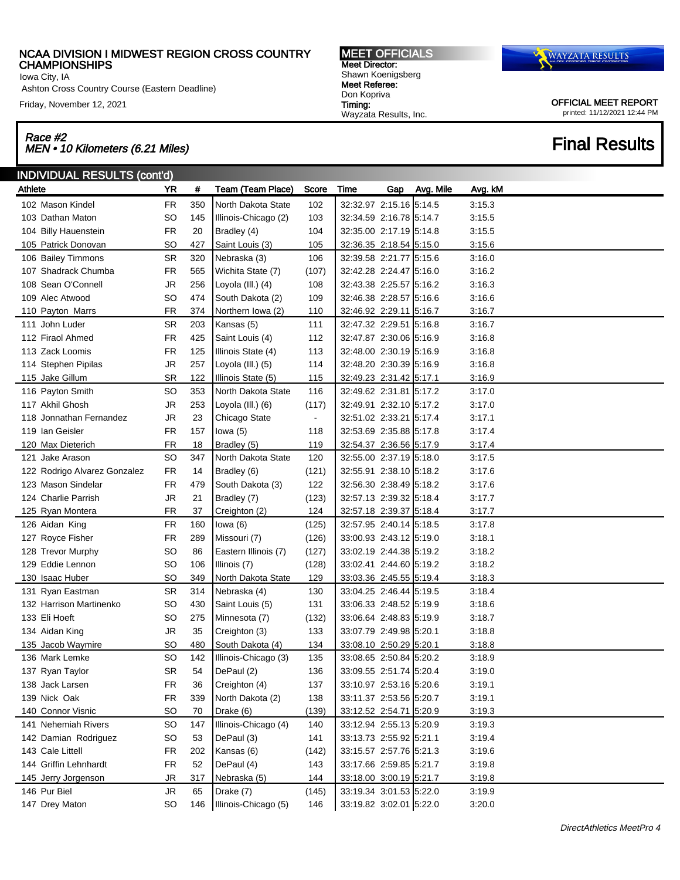# NCAA DIVISION I MIDWEST REGION CROSS COUNTRY CHAMPIONSHIPS

Iowa City, IA

Ashton Cross Country Course (Eastern Deadline)

Friday, November 12, 2021

**MEET OFFICIALS**
**Meet Director:** Shawn Koenigsberg
**Meet Referee:** Don Kopriva
**Timing:** Wayzata Results, Inc.

OFFICIAL MEET REPORT
printed: 11/12/2021 12:44 PM

## *Race #2*
## *MEN • 10 Kilometers (6.21 Miles)*

## Final Results

### INDIVIDUAL RESULTS (cont'd)

| Athlete | YR | # | Team (Team Place) | Score | Time | Gap | Avg. Mile | Avg. kM |
|---|---|---|---|---|---|---|---|---|
| 102 Mason Kindel | FR | 350 | North Dakota State | 102 | 32:32.97 | 2:15.16 | 5:14.5 | 3:15.3 |
| 103 Dathan Maton | SO | 145 | Illinois-Chicago (2) | 103 | 32:34.59 | 2:16.78 | 5:14.7 | 3:15.5 |
| 104 Billy Hauenstein | FR | 20 | Bradley (4) | 104 | 32:35.00 | 2:17.19 | 5:14.8 | 3:15.5 |
| 105 Patrick Donovan | SO | 427 | Saint Louis (3) | 105 | 32:36.35 | 2:18.54 | 5:15.0 | 3:15.6 |
| 106 Bailey Timmons | SR | 320 | Nebraska (3) | 106 | 32:39.58 | 2:21.77 | 5:15.6 | 3:16.0 |
| 107 Shadrack Chumba | FR | 565 | Wichita State (7) | (107) | 32:42.28 | 2:24.47 | 5:16.0 | 3:16.2 |
| 108 Sean O'Connell | JR | 256 | Loyola (Ill.) (4) | 108 | 32:43.38 | 2:25.57 | 5:16.2 | 3:16.3 |
| 109 Alec Atwood | SO | 474 | South Dakota (2) | 109 | 32:46.38 | 2:28.57 | 5:16.6 | 3:16.6 |
| 110 Payton Marrs | FR | 374 | Northern Iowa (2) | 110 | 32:46.92 | 2:29.11 | 5:16.7 | 3:16.7 |
| 111 John Luder | SR | 203 | Kansas (5) | 111 | 32:47.32 | 2:29.51 | 5:16.8 | 3:16.7 |
| 112 Firaol Ahmed | FR | 425 | Saint Louis (4) | 112 | 32:47.87 | 2:30.06 | 5:16.9 | 3:16.8 |
| 113 Zack Loomis | FR | 125 | Illinois State (4) | 113 | 32:48.00 | 2:30.19 | 5:16.9 | 3:16.8 |
| 114 Stephen Pipilas | JR | 257 | Loyola (Ill.) (5) | 114 | 32:48.20 | 2:30.39 | 5:16.9 | 3:16.8 |
| 115 Jake Gillum | SR | 122 | Illinois State (5) | 115 | 32:49.23 | 2:31.42 | 5:17.1 | 3:16.9 |
| 116 Payton Smith | SO | 353 | North Dakota State | 116 | 32:49.62 | 2:31.81 | 5:17.2 | 3:17.0 |
| 117 Akhil Ghosh | JR | 253 | Loyola (Ill.) (6) | (117) | 32:49.91 | 2:32.10 | 5:17.2 | 3:17.0 |
| 118 Jonnathan Fernandez | JR | 23 | Chicago State | - | 32:51.02 | 2:33.21 | 5:17.4 | 3:17.1 |
| 119 Ian Geisler | FR | 157 | Iowa (5) | 118 | 32:53.69 | 2:35.88 | 5:17.8 | 3:17.4 |
| 120 Max Dieterich | FR | 18 | Bradley (5) | 119 | 32:54.37 | 2:36.56 | 5:17.9 | 3:17.4 |
| 121 Jake Arason | SO | 347 | North Dakota State | 120 | 32:55.00 | 2:37.19 | 5:18.0 | 3:17.5 |
| 122 Rodrigo Alvarez Gonzalez | FR | 14 | Bradley (6) | (121) | 32:55.91 | 2:38.10 | 5:18.2 | 3:17.6 |
| 123 Mason Sindelar | FR | 479 | South Dakota (3) | 122 | 32:56.30 | 2:38.49 | 5:18.2 | 3:17.6 |
| 124 Charlie Parrish | JR | 21 | Bradley (7) | (123) | 32:57.13 | 2:39.32 | 5:18.4 | 3:17.7 |
| 125 Ryan Montera | FR | 37 | Creighton (2) | 124 | 32:57.18 | 2:39.37 | 5:18.4 | 3:17.7 |
| 126 Aidan King | FR | 160 | Iowa (6) | (125) | 32:57.95 | 2:40.14 | 5:18.5 | 3:17.8 |
| 127 Royce Fisher | FR | 289 | Missouri (7) | (126) | 33:00.93 | 2:43.12 | 5:19.0 | 3:18.1 |
| 128 Trevor Murphy | SO | 86 | Eastern Illinois (7) | (127) | 33:02.19 | 2:44.38 | 5:19.2 | 3:18.2 |
| 129 Eddie Lennon | SO | 106 | Illinois (7) | (128) | 33:02.41 | 2:44.60 | 5:19.2 | 3:18.2 |
| 130 Isaac Huber | SO | 349 | North Dakota State | 129 | 33:03.36 | 2:45.55 | 5:19.4 | 3:18.3 |
| 131 Ryan Eastman | SR | 314 | Nebraska (4) | 130 | 33:04.25 | 2:46.44 | 5:19.5 | 3:18.4 |
| 132 Harrison Martinenko | SO | 430 | Saint Louis (5) | 131 | 33:06.33 | 2:48.52 | 5:19.9 | 3:18.6 |
| 133 Eli Hoeft | SO | 275 | Minnesota (7) | (132) | 33:06.64 | 2:48.83 | 5:19.9 | 3:18.7 |
| 134 Aidan King | JR | 35 | Creighton (3) | 133 | 33:07.79 | 2:49.98 | 5:20.1 | 3:18.8 |
| 135 Jacob Waymire | SO | 480 | South Dakota (4) | 134 | 33:08.10 | 2:50.29 | 5:20.1 | 3:18.8 |
| 136 Mark Lemke | SO | 142 | Illinois-Chicago (3) | 135 | 33:08.65 | 2:50.84 | 5:20.2 | 3:18.9 |
| 137 Ryan Taylor | SR | 54 | DePaul (2) | 136 | 33:09.55 | 2:51.74 | 5:20.4 | 3:19.0 |
| 138 Jack Larsen | FR | 36 | Creighton (4) | 137 | 33:10.97 | 2:53.16 | 5:20.6 | 3:19.1 |
| 139 Nick Oak | FR | 339 | North Dakota (2) | 138 | 33:11.37 | 2:53.56 | 5:20.7 | 3:19.1 |
| 140 Connor Visnic | SO | 70 | Drake (6) | (139) | 33:12.52 | 2:54.71 | 5:20.9 | 3:19.3 |
| 141 Nehemiah Rivers | SO | 147 | Illinois-Chicago (4) | 140 | 33:12.94 | 2:55.13 | 5:20.9 | 3:19.3 |
| 142 Damian Rodriguez | SO | 53 | DePaul (3) | 141 | 33:13.73 | 2:55.92 | 5:21.1 | 3:19.4 |
| 143 Cale Littell | FR | 202 | Kansas (6) | (142) | 33:15.57 | 2:57.76 | 5:21.3 | 3:19.6 |
| 144 Griffin Lehnhardt | FR | 52 | DePaul (4) | 143 | 33:17.66 | 2:59.85 | 5:21.7 | 3:19.8 |
| 145 Jerry Jorgenson | JR | 317 | Nebraska (5) | 144 | 33:18.00 | 3:00.19 | 5:21.7 | 3:19.8 |
| 146 Pur Biel | JR | 65 | Drake (7) | (145) | 33:19.34 | 3:01.53 | 5:22.0 | 3:19.9 |
| 147 Drey Maton | SO | 146 | Illinois-Chicago (5) | 146 | 33:19.82 | 3:02.01 | 5:22.0 | 3:20.0 |

*DirectAthletics MeetPro 4*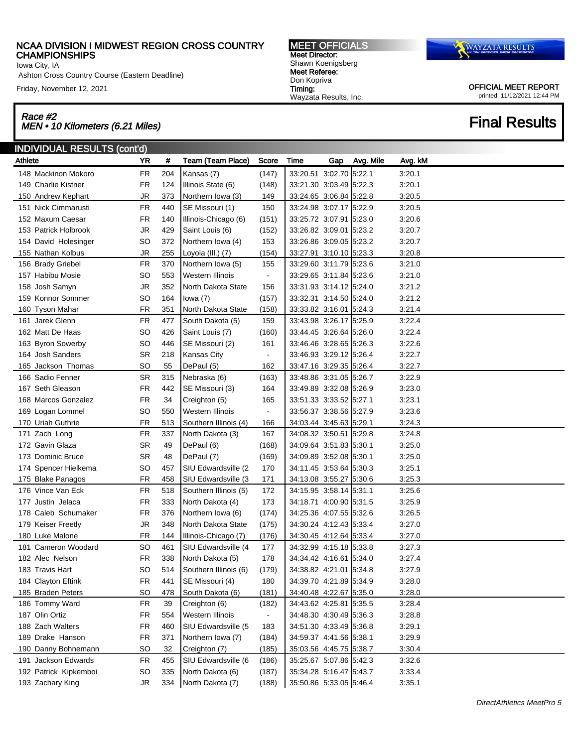# NCAA DIVISION I MIDWEST REGION CROSS COUNTRY CHAMPIONSHIPS

Iowa City, IA

Ashton Cross Country Course (Eastern Deadline)

Friday, November 12, 2021

**MEET OFFICIALS**
**Meet Director:** Shawn Koenigsberg
**Meet Referee:** Don Kopriva
**Timing:** Wayzata Results, Inc.

OFFICIAL MEET REPORT
printed: 11/12/2021 12:44 PM

## *Race #2*
## *MEN • 10 Kilometers (6.21 Miles)*

# Final Results

## INDIVIDUAL RESULTS (cont'd)

| Athlete | YR | # | Team (Team Place) | Score | Time | Gap | Avg. Mile | Avg. kM |
|---|---|---|---|---|---|---|---|---|
| 148 Mackinon Mokoro | FR | 204 | Kansas (7) | (147) | 33:20.51 | 3:02.70 | 5:22.1 | 3:20.1 |
| 149 Charlie Kistner | FR | 124 | Illinois State (6) | (148) | 33:21.30 | 3:03.49 | 5:22.3 | 3:20.1 |
| 150 Andrew Kephart | JR | 373 | Northern Iowa (3) | 149 | 33:24.65 | 3:06.84 | 5:22.8 | 3:20.5 |
| 151 Nick Cimmarusti | FR | 440 | SE Missouri (1) | 150 | 33:24.98 | 3:07.17 | 5:22.9 | 3:20.5 |
| 152 Maxum Caesar | FR | 140 | Illinois-Chicago (6) | (151) | 33:25.72 | 3:07.91 | 5:23.0 | 3:20.6 |
| 153 Patrick Holbrook | JR | 429 | Saint Louis (6) | (152) | 33:26.82 | 3:09.01 | 5:23.2 | 3:20.7 |
| 154 David Holesinger | SO | 372 | Northern Iowa (4) | 153 | 33:26.86 | 3:09.05 | 5:23.2 | 3:20.7 |
| 155 Nathan Kolbus | JR | 255 | Loyola (Ill.) (7) | (154) | 33:27.91 | 3:10.10 | 5:23.3 | 3:20.8 |
| 156 Brady Griebel | FR | 370 | Northern Iowa (5) | 155 | 33:29.60 | 3:11.79 | 5:23.6 | 3:21.0 |
| 157 Habibu Mosie | SO | 553 | Western Illinois | - | 33:29.65 | 3:11.84 | 5:23.6 | 3:21.0 |
| 158 Josh Samyn | JR | 352 | North Dakota State | 156 | 33:31.93 | 3:14.12 | 5:24.0 | 3:21.2 |
| 159 Konnor Sommer | SO | 164 | Iowa (7) | (157) | 33:32.31 | 3:14.50 | 5:24.0 | 3:21.2 |
| 160 Tyson Mahar | FR | 351 | North Dakota State | (158) | 33:33.82 | 3:16.01 | 5:24.3 | 3:21.4 |
| 161 Jarek Glenn | FR | 477 | South Dakota (5) | 159 | 33:43.98 | 3:26.17 | 5:25.9 | 3:22.4 |
| 162 Matt De Haas | SO | 426 | Saint Louis (7) | (160) | 33:44.45 | 3:26.64 | 5:26.0 | 3:22.4 |
| 163 Byron Sowerby | SO | 446 | SE Missouri (2) | 161 | 33:46.46 | 3:28.65 | 5:26.3 | 3:22.6 |
| 164 Josh Sanders | SR | 218 | Kansas City | - | 33:46.93 | 3:29.12 | 5:26.4 | 3:22.7 |
| 165 Jackson Thomas | SO | 55 | DePaul (5) | 162 | 33:47.16 | 3:29.35 | 5:26.4 | 3:22.7 |
| 166 Sadio Fenner | SR | 315 | Nebraska (6) | (163) | 33:48.86 | 3:31.05 | 5:26.7 | 3:22.9 |
| 167 Seth Gleason | FR | 442 | SE Missouri (3) | 164 | 33:49.89 | 3:32.08 | 5:26.9 | 3:23.0 |
| 168 Marcos Gonzalez | FR | 34 | Creighton (5) | 165 | 33:51.33 | 3:33.52 | 5:27.1 | 3:23.1 |
| 169 Logan Lommel | SO | 550 | Western Illinois | - | 33:56.37 | 3:38.56 | 5:27.9 | 3:23.6 |
| 170 Uriah Guthrie | FR | 513 | Southern Illinois (4) | 166 | 34:03.44 | 3:45.63 | 5:29.1 | 3:24.3 |
| 171 Zach Long | FR | 337 | North Dakota (3) | 167 | 34:08.32 | 3:50.51 | 5:29.8 | 3:24.8 |
| 172 Gavin Glaza | SR | 49 | DePaul (6) | (168) | 34:09.64 | 3:51.83 | 5:30.1 | 3:25.0 |
| 173 Dominic Bruce | SR | 48 | DePaul (7) | (169) | 34:09.89 | 3:52.08 | 5:30.1 | 3:25.0 |
| 174 Spencer Hielkema | SO | 457 | SIU Edwardsville (2 | 170 | 34:11.45 | 3:53.64 | 5:30.3 | 3:25.1 |
| 175 Blake Panagos | FR | 458 | SIU Edwardsville (3 | 171 | 34:13.08 | 3:55.27 | 5:30.6 | 3:25.3 |
| 176 Vince Van Eck | FR | 518 | Southern Illinois (5) | 172 | 34:15.95 | 3:58.14 | 5:31.1 | 3:25.6 |
| 177 Justin Jelaca | FR | 333 | North Dakota (4) | 173 | 34:18.71 | 4:00.90 | 5:31.5 | 3:25.9 |
| 178 Caleb Schumaker | FR | 376 | Northern Iowa (6) | (174) | 34:25.36 | 4:07.55 | 5:32.6 | 3:26.5 |
| 179 Keiser Freetly | JR | 348 | North Dakota State | (175) | 34:30.24 | 4:12.43 | 5:33.4 | 3:27.0 |
| 180 Luke Malone | FR | 144 | Illinois-Chicago (7) | (176) | 34:30.45 | 4:12.64 | 5:33.4 | 3:27.0 |
| 181 Cameron Woodard | SO | 461 | SIU Edwardsville (4 | 177 | 34:32.99 | 4:15.18 | 5:33.8 | 3:27.3 |
| 182 Alec Nelson | FR | 338 | North Dakota (5) | 178 | 34:34.42 | 4:16.61 | 5:34.0 | 3:27.4 |
| 183 Travis Hart | SO | 514 | Southern Illinois (6) | (179) | 34:38.82 | 4:21.01 | 5:34.8 | 3:27.9 |
| 184 Clayton Eftink | FR | 441 | SE Missouri (4) | 180 | 34:39.70 | 4:21.89 | 5:34.9 | 3:28.0 |
| 185 Braden Peters | SO | 478 | South Dakota (6) | (181) | 34:40.48 | 4:22.67 | 5:35.0 | 3:28.0 |
| 186 Tommy Ward | FR | 39 | Creighton (6) | (182) | 34:43.62 | 4:25.81 | 5:35.5 | 3:28.4 |
| 187 Olin Ortiz | FR | 554 | Western Illinois | - | 34:48.30 | 4:30.49 | 5:36.3 | 3:28.8 |
| 188 Zach Walters | FR | 460 | SIU Edwardsville (5 | 183 | 34:51.30 | 4:33.49 | 5:36.8 | 3:29.1 |
| 189 Drake Hanson | FR | 371 | Northern Iowa (7) | (184) | 34:59.37 | 4:41.56 | 5:38.1 | 3:29.9 |
| 190 Danny Bohnemann | SO | 32 | Creighton (7) | (185) | 35:03.56 | 4:45.75 | 5:38.7 | 3:30.4 |
| 191 Jackson Edwards | FR | 455 | SIU Edwardsville (6 | (186) | 35:25.67 | 5:07.86 | 5:42.3 | 3:32.6 |
| 192 Patrick Kipkemboi | SO | 335 | North Dakota (6) | (187) | 35:34.28 | 5:16.47 | 5:43.7 | 3:33.4 |
| 193 Zachary King | JR | 334 | North Dakota (7) | (188) | 35:50.86 | 5:33.05 | 5:46.4 | 3:35.1 |

*DirectAthletics MeetPro 5*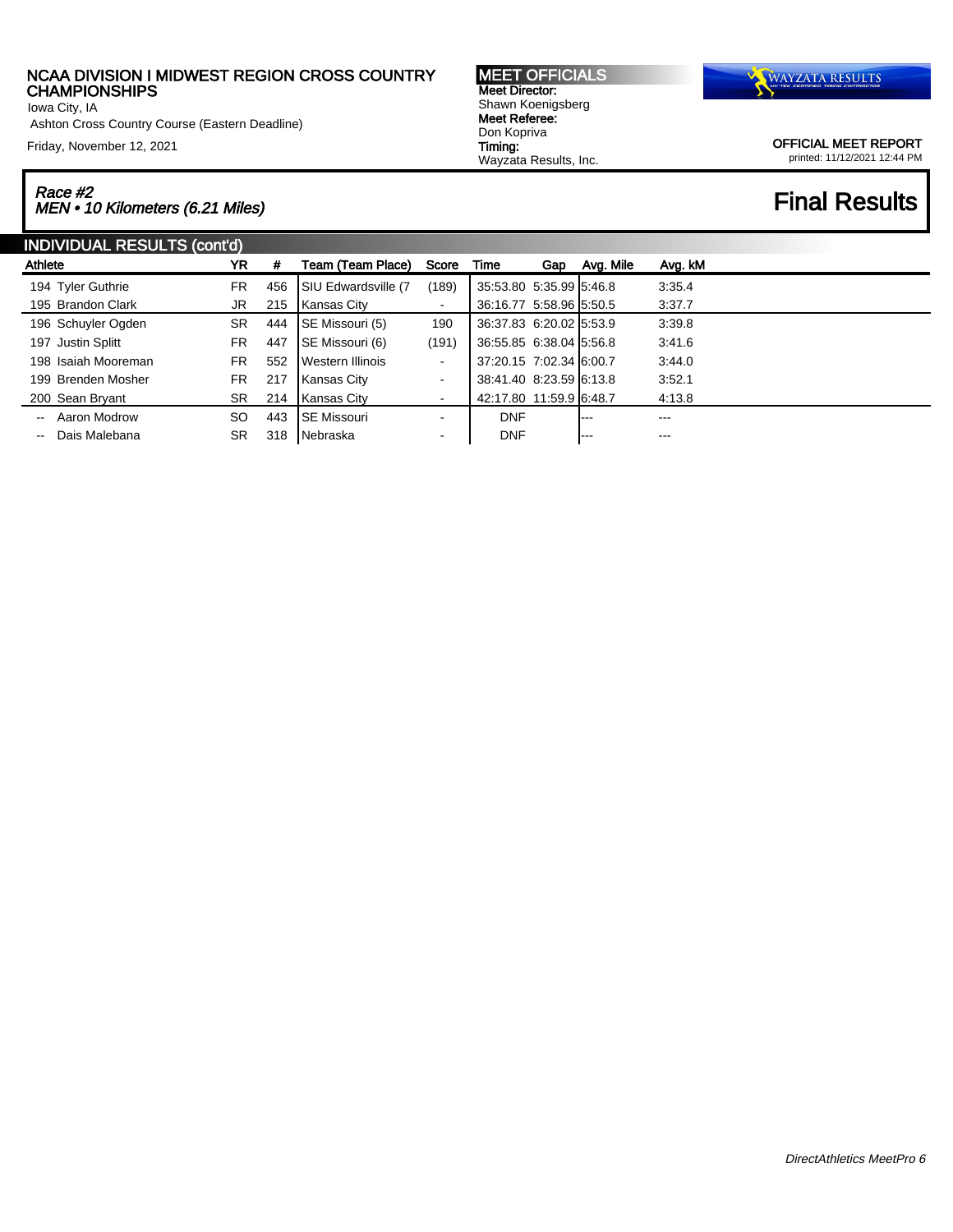NCAA DIVISION I MIDWEST REGION CROSS COUNTRY CHAMPIONSHIPS
Iowa City, IA
Ashton Cross Country Course (Eastern Deadline)
Friday, November 12, 2021

**MEET OFFICIALS**
**Meet Director:**
Shawn Koenigsberg
**Meet Referee:**
Don Kopriva
**Timing:**
Wayzata Results, Inc.

WAYZATA RESULTS

**OFFICIAL MEET REPORT**
printed: 11/12/2021 12:44 PM

## *Race #2*
## *MEN • 10 Kilometers (6.21 Miles)*

# Final Results

## INDIVIDUAL RESULTS (cont'd)

| Athlete | YR | # | Team (Team Place) | Score | Time | Gap | Avg. Mile | Avg. kM |
|---|---|---|---|---|---|---|---|---|
| 194 Tyler Guthrie | FR | 456 | SIU Edwardsville (7 | (189) | 35:53.80 | 5:35.99 | 5:46.8 | 3:35.4 |
| 195 Brandon Clark | JR | 215 | Kansas City | - | 36:16.77 | 5:58.96 | 5:50.5 | 3:37.7 |
| 196 Schuyler Ogden | SR | 444 | SE Missouri (5) | 190 | 36:37.83 | 6:20.02 | 5:53.9 | 3:39.8 |
| 197 Justin Splitt | FR | 447 | SE Missouri (6) | (191) | 36:55.85 | 6:38.04 | 5:56.8 | 3:41.6 |
| 198 Isaiah Mooreman | FR | 552 | Western Illinois | - | 37:20.15 | 7:02.34 | 6:00.7 | 3:44.0 |
| 199 Brenden Mosher | FR | 217 | Kansas City | - | 38:41.40 | 8:23.59 | 6:13.8 | 3:52.1 |
| 200 Sean Bryant | SR | 214 | Kansas City | - | 42:17.80 | 11:59.9 | 6:48.7 | 4:13.8 |
| -- Aaron Modrow | SO | 443 | SE Missouri | - | DNF | | --- | --- |
| -- Dais Malebana | SR | 318 | Nebraska | - | DNF | | --- | --- |

*DirectAthletics MeetPro 6*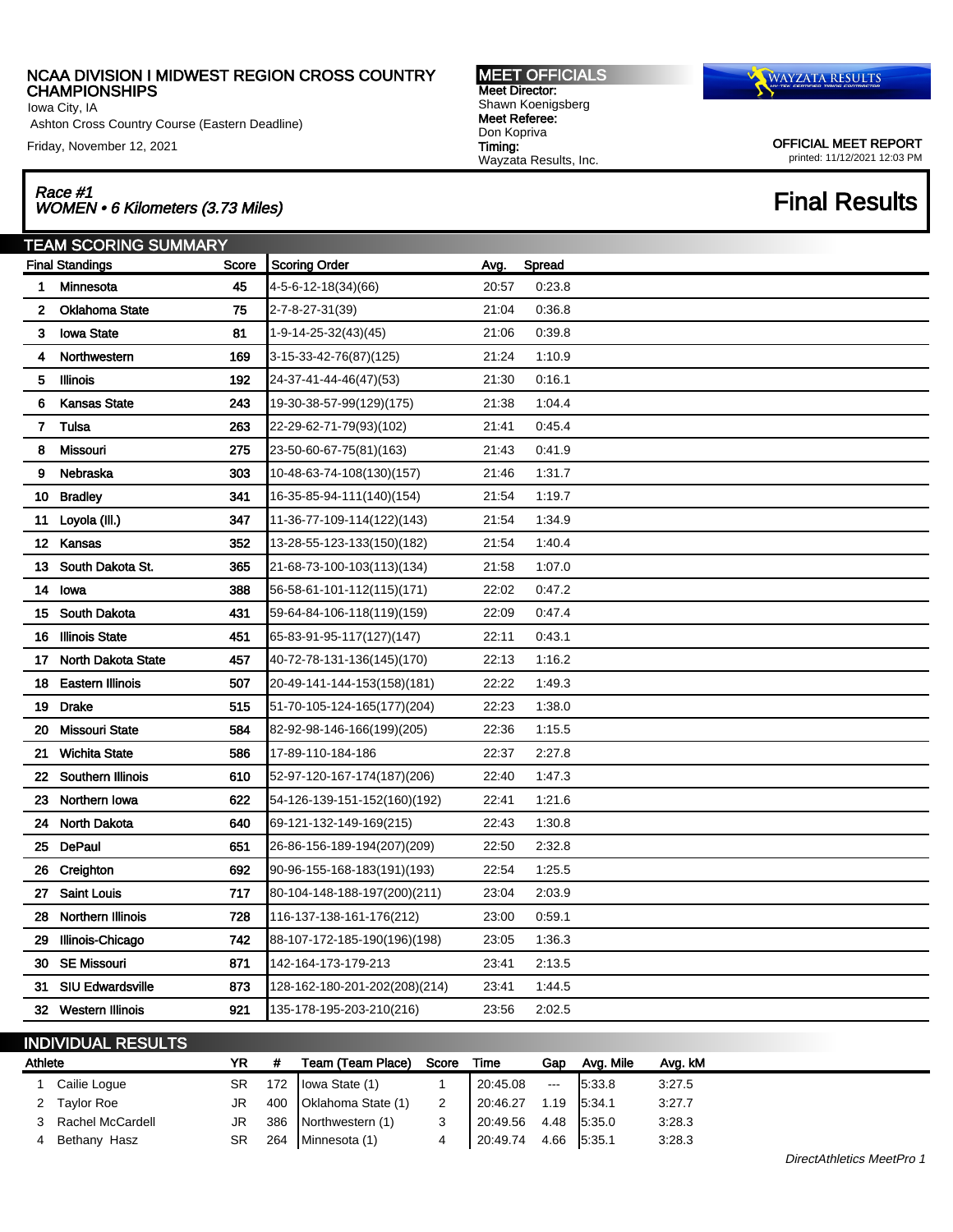# NCAA DIVISION I MIDWEST REGION CROSS COUNTRY CHAMPIONSHIPS

Iowa City, IA
Ashton Cross Country Course (Eastern Deadline)
Friday, November 12, 2021

**MEET OFFICIALS**
**Meet Director:** Shawn Koenigsberg
**Meet Referee:** Don Kopriva
**Timing:** Wayzata Results, Inc.

OFFICIAL MEET REPORT
printed: 11/12/2021 12:03 PM

## *Race #1*
## *WOMEN • 6 Kilometers (3.73 Miles)*

# Final Results

## TEAM SCORING SUMMARY

| | Final Standings | Score | Scoring Order | Avg. | Spread |
|---|---|---|---|---|---|
| 1 | Minnesota | 45 | 4-5-6-12-18(34)(66) | 20:57 | 0:23.8 |
| 2 | Oklahoma State | 75 | 2-7-8-27-31(39) | 21:04 | 0:36.8 |
| 3 | Iowa State | 81 | 1-9-14-25-32(43)(45) | 21:06 | 0:39.8 |
| 4 | Northwestern | 169 | 3-15-33-42-76(87)(125) | 21:24 | 1:10.9 |
| 5 | Illinois | 192 | 24-37-41-44-46(47)(53) | 21:30 | 0:16.1 |
| 6 | Kansas State | 243 | 19-30-38-57-99(129)(175) | 21:38 | 1:04.4 |
| 7 | Tulsa | 263 | 22-29-62-71-79(93)(102) | 21:41 | 0:45.4 |
| 8 | Missouri | 275 | 23-50-60-67-75(81)(163) | 21:43 | 0:41.9 |
| 9 | Nebraska | 303 | 10-48-63-74-108(130)(157) | 21:46 | 1:31.7 |
| 10 | Bradley | 341 | 16-35-85-94-111(140)(154) | 21:54 | 1:19.7 |
| 11 | Loyola (Ill.) | 347 | 11-36-77-109-114(122)(143) | 21:54 | 1:34.9 |
| 12 | Kansas | 352 | 13-28-55-123-133(150)(182) | 21:54 | 1:40.4 |
| 13 | South Dakota St. | 365 | 21-68-73-100-103(113)(134) | 21:58 | 1:07.0 |
| 14 | Iowa | 388 | 56-58-61-101-112(115)(171) | 22:02 | 0:47.2 |
| 15 | South Dakota | 431 | 59-64-84-106-118(119)(159) | 22:09 | 0:47.4 |
| 16 | Illinois State | 451 | 65-83-91-95-117(127)(147) | 22:11 | 0:43.1 |
| 17 | North Dakota State | 457 | 40-72-78-131-136(145)(170) | 22:13 | 1:16.2 |
| 18 | Eastern Illinois | 507 | 20-49-141-144-153(158)(181) | 22:22 | 1:49.3 |
| 19 | Drake | 515 | 51-70-105-124-165(177)(204) | 22:23 | 1:38.0 |
| 20 | Missouri State | 584 | 82-92-98-146-166(199)(205) | 22:36 | 1:15.5 |
| 21 | Wichita State | 586 | 17-89-110-184-186 | 22:37 | 2:27.8 |
| 22 | Southern Illinois | 610 | 52-97-120-167-174(187)(206) | 22:40 | 1:47.3 |
| 23 | Northern Iowa | 622 | 54-126-139-151-152(160)(192) | 22:41 | 1:21.6 |
| 24 | North Dakota | 640 | 69-121-132-149-169(215) | 22:43 | 1:30.8 |
| 25 | DePaul | 651 | 26-86-156-189-194(207)(209) | 22:50 | 2:32.8 |
| 26 | Creighton | 692 | 90-96-155-168-183(191)(193) | 22:54 | 1:25.5 |
| 27 | Saint Louis | 717 | 80-104-148-188-197(200)(211) | 23:04 | 2:03.9 |
| 28 | Northern Illinois | 728 | 116-137-138-161-176(212) | 23:00 | 0:59.1 |
| 29 | Illinois-Chicago | 742 | 88-107-172-185-190(196)(198) | 23:05 | 1:36.3 |
| 30 | SE Missouri | 871 | 142-164-173-179-213 | 23:41 | 2:13.5 |
| 31 | SIU Edwardsville | 873 | 128-162-180-201-202(208)(214) | 23:41 | 1:44.5 |
| 32 | Western Illinois | 921 | 135-178-195-203-210(216) | 23:56 | 2:02.5 |

## INDIVIDUAL RESULTS

| | Athlete | YR | # | Team (Team Place) | Score | Time | Gap | Avg. Mile | Avg. kM |
|---|---|---|---|---|---|---|---|---|---|
| 1 | Cailie Logue | SR | 172 | Iowa State (1) | 1 | 20:45.08 | --- | 5:33.8 | 3:27.5 |
| 2 | Taylor Roe | JR | 400 | Oklahoma State (1) | 2 | 20:46.27 | 1.19 | 5:34.1 | 3:27.7 |
| 3 | Rachel McCardell | JR | 386 | Northwestern (1) | 3 | 20:49.56 | 4.48 | 5:35.0 | 3:28.3 |
| 4 | Bethany Hasz | SR | 264 | Minnesota (1) | 4 | 20:49.74 | 4.66 | 5:35.1 | 3:28.3 |

*DirectAthletics MeetPro 1*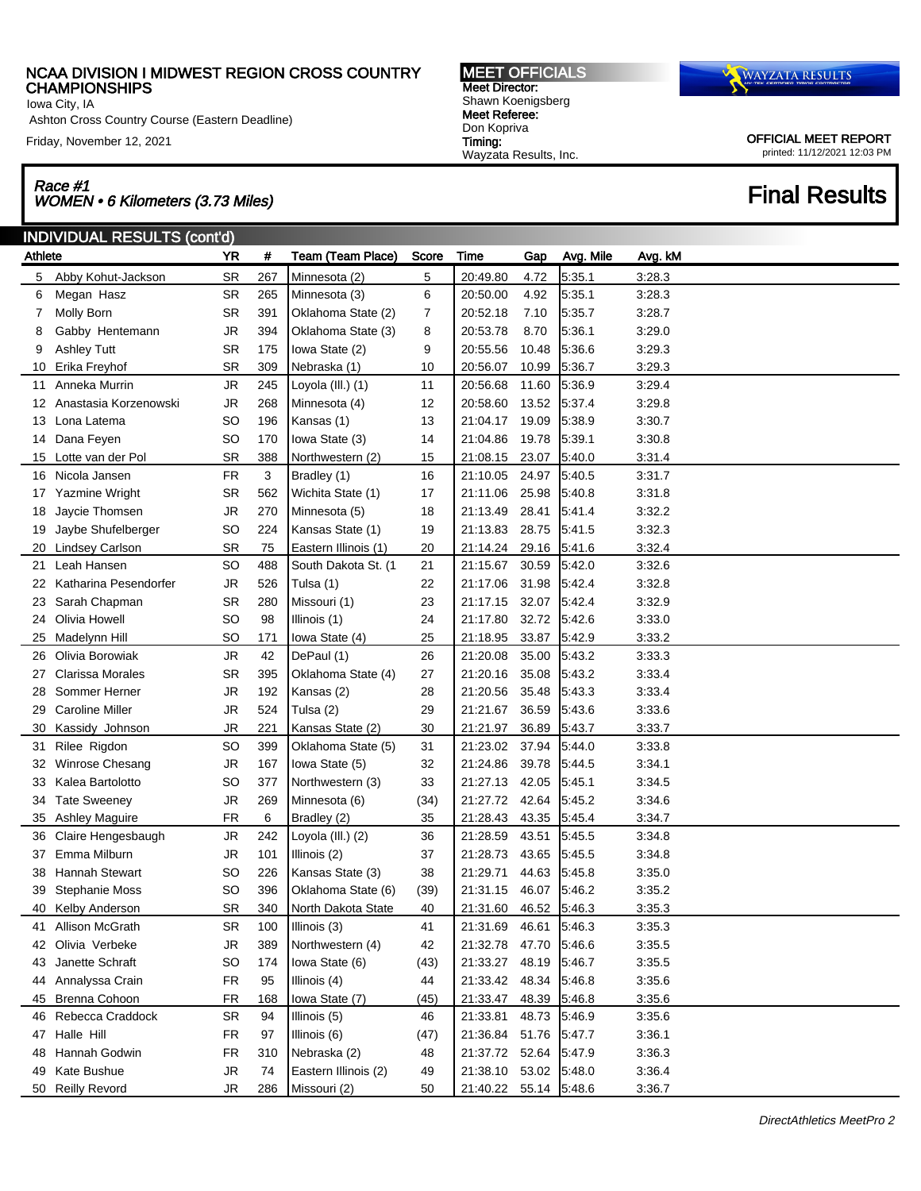# NCAA DIVISION I MIDWEST REGION CROSS COUNTRY CHAMPIONSHIPS

Iowa City, IA

Ashton Cross Country Course (Eastern Deadline)

Friday, November 12, 2021

**MEET OFFICIALS**

**Meet Director:** Shawn Koenigsberg

**Meet Referee:** Don Kopriva

**Timing:** Wayzata Results, Inc.

WAYZATA RESULTS

OFFICIAL MEET REPORT
printed: 11/12/2021 12:03 PM

## *Race #1*
## *WOMEN • 6 Kilometers (3.73 Miles)*

## Final Results

### INDIVIDUAL RESULTS (cont'd)

| Athlete | | YR | # | Team (Team Place) | Score | Time | Gap | Avg. Mile | Avg. kM |
|---|---|---|---|---|---|---|---|---|---|
| 5 | Abby Kohut-Jackson | SR | 267 | Minnesota (2) | 5 | 20:49.80 | 4.72 | 5:35.1 | 3:28.3 |
| 6 | Megan Hasz | SR | 265 | Minnesota (3) | 6 | 20:50.00 | 4.92 | 5:35.1 | 3:28.3 |
| 7 | Molly Born | SR | 391 | Oklahoma State (2) | 7 | 20:52.18 | 7.10 | 5:35.7 | 3:28.7 |
| 8 | Gabby Hentemann | JR | 394 | Oklahoma State (3) | 8 | 20:53.78 | 8.70 | 5:36.1 | 3:29.0 |
| 9 | Ashley Tutt | SR | 175 | Iowa State (2) | 9 | 20:55.56 | 10.48 | 5:36.6 | 3:29.3 |
| 10 | Erika Freyhof | SR | 309 | Nebraska (1) | 10 | 20:56.07 | 10.99 | 5:36.7 | 3:29.3 |
| 11 | Anneka Murrin | JR | 245 | Loyola (Ill.) (1) | 11 | 20:56.68 | 11.60 | 5:36.9 | 3:29.4 |
| 12 | Anastasia Korzenowski | JR | 268 | Minnesota (4) | 12 | 20:58.60 | 13.52 | 5:37.4 | 3:29.8 |
| 13 | Lona Latema | SO | 196 | Kansas (1) | 13 | 21:04.17 | 19.09 | 5:38.9 | 3:30.7 |
| 14 | Dana Feyen | SO | 170 | Iowa State (3) | 14 | 21:04.86 | 19.78 | 5:39.1 | 3:30.8 |
| 15 | Lotte van der Pol | SR | 388 | Northwestern (2) | 15 | 21:08.15 | 23.07 | 5:40.0 | 3:31.4 |
| 16 | Nicola Jansen | FR | 3 | Bradley (1) | 16 | 21:10.05 | 24.97 | 5:40.5 | 3:31.7 |
| 17 | Yazmine Wright | SR | 562 | Wichita State (1) | 17 | 21:11.06 | 25.98 | 5:40.8 | 3:31.8 |
| 18 | Jaycie Thomsen | JR | 270 | Minnesota (5) | 18 | 21:13.49 | 28.41 | 5:41.4 | 3:32.2 |
| 19 | Jaybe Shufelberger | SO | 224 | Kansas State (1) | 19 | 21:13.83 | 28.75 | 5:41.5 | 3:32.3 |
| 20 | Lindsey Carlson | SR | 75 | Eastern Illinois (1) | 20 | 21:14.24 | 29.16 | 5:41.6 | 3:32.4 |
| 21 | Leah Hansen | SO | 488 | South Dakota St. (1 | 21 | 21:15.67 | 30.59 | 5:42.0 | 3:32.6 |
| 22 | Katharina Pesendorfer | JR | 526 | Tulsa (1) | 22 | 21:17.06 | 31.98 | 5:42.4 | 3:32.8 |
| 23 | Sarah Chapman | SR | 280 | Missouri (1) | 23 | 21:17.15 | 32.07 | 5:42.4 | 3:32.9 |
| 24 | Olivia Howell | SO | 98 | Illinois (1) | 24 | 21:17.80 | 32.72 | 5:42.6 | 3:33.0 |
| 25 | Madelynn Hill | SO | 171 | Iowa State (4) | 25 | 21:18.95 | 33.87 | 5:42.9 | 3:33.2 |
| 26 | Olivia Borowiak | JR | 42 | DePaul (1) | 26 | 21:20.08 | 35.00 | 5:43.2 | 3:33.3 |
| 27 | Clarissa Morales | SR | 395 | Oklahoma State (4) | 27 | 21:20.16 | 35.08 | 5:43.2 | 3:33.4 |
| 28 | Sommer Herner | JR | 192 | Kansas (2) | 28 | 21:20.56 | 35.48 | 5:43.3 | 3:33.4 |
| 29 | Caroline Miller | JR | 524 | Tulsa (2) | 29 | 21:21.67 | 36.59 | 5:43.6 | 3:33.6 |
| 30 | Kassidy Johnson | JR | 221 | Kansas State (2) | 30 | 21:21.97 | 36.89 | 5:43.7 | 3:33.7 |
| 31 | Rilee Rigdon | SO | 399 | Oklahoma State (5) | 31 | 21:23.02 | 37.94 | 5:44.0 | 3:33.8 |
| 32 | Winrose Chesang | JR | 167 | Iowa State (5) | 32 | 21:24.86 | 39.78 | 5:44.5 | 3:34.1 |
| 33 | Kalea Bartolotto | SO | 377 | Northwestern (3) | 33 | 21:27.13 | 42.05 | 5:45.1 | 3:34.5 |
| 34 | Tate Sweeney | JR | 269 | Minnesota (6) | (34) | 21:27.72 | 42.64 | 5:45.2 | 3:34.6 |
| 35 | Ashley Maguire | FR | 6 | Bradley (2) | 35 | 21:28.43 | 43.35 | 5:45.4 | 3:34.7 |
| 36 | Claire Hengesbaugh | JR | 242 | Loyola (Ill.) (2) | 36 | 21:28.59 | 43.51 | 5:45.5 | 3:34.8 |
| 37 | Emma Milburn | JR | 101 | Illinois (2) | 37 | 21:28.73 | 43.65 | 5:45.5 | 3:34.8 |
| 38 | Hannah Stewart | SO | 226 | Kansas State (3) | 38 | 21:29.71 | 44.63 | 5:45.8 | 3:35.0 |
| 39 | Stephanie Moss | SO | 396 | Oklahoma State (6) | (39) | 21:31.15 | 46.07 | 5:46.2 | 3:35.2 |
| 40 | Kelby Anderson | SR | 340 | North Dakota State | 40 | 21:31.60 | 46.52 | 5:46.3 | 3:35.3 |
| 41 | Allison McGrath | SR | 100 | Illinois (3) | 41 | 21:31.69 | 46.61 | 5:46.3 | 3:35.3 |
| 42 | Olivia Verbeke | JR | 389 | Northwestern (4) | 42 | 21:32.78 | 47.70 | 5:46.6 | 3:35.5 |
| 43 | Janette Schraft | SO | 174 | Iowa State (6) | (43) | 21:33.27 | 48.19 | 5:46.7 | 3:35.5 |
| 44 | Annalyssa Crain | FR | 95 | Illinois (4) | 44 | 21:33.42 | 48.34 | 5:46.8 | 3:35.6 |
| 45 | Brenna Cohoon | FR | 168 | Iowa State (7) | (45) | 21:33.47 | 48.39 | 5:46.8 | 3:35.6 |
| 46 | Rebecca Craddock | SR | 94 | Illinois (5) | 46 | 21:33.81 | 48.73 | 5:46.9 | 3:35.6 |
| 47 | Halle Hill | FR | 97 | Illinois (6) | (47) | 21:36.84 | 51.76 | 5:47.7 | 3:36.1 |
| 48 | Hannah Godwin | FR | 310 | Nebraska (2) | 48 | 21:37.72 | 52.64 | 5:47.9 | 3:36.3 |
| 49 | Kate Bushue | JR | 74 | Eastern Illinois (2) | 49 | 21:38.10 | 53.02 | 5:48.0 | 3:36.4 |
| 50 | Reilly Revord | JR | 286 | Missouri (2) | 50 | 21:40.22 | 55.14 | 5:48.6 | 3:36.7 |

*DirectAthletics MeetPro 2*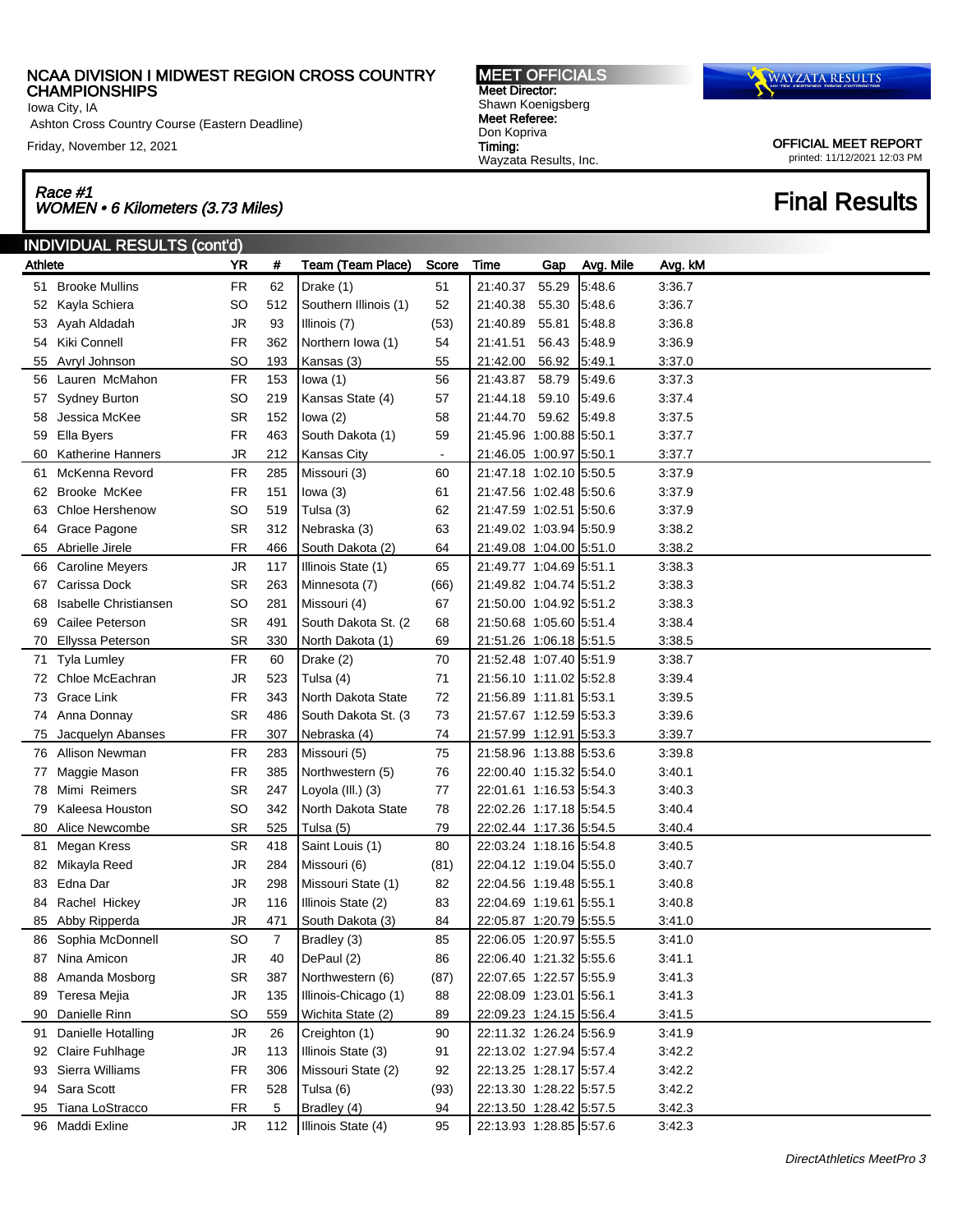NCAA DIVISION I MIDWEST REGION CROSS COUNTRY CHAMPIONSHIPS
Iowa City, IA
Ashton Cross Country Course (Eastern Deadline)
Friday, November 12, 2021

**MEET OFFICIALS**
Meet Director:
Shawn Koenigsberg
Meet Referee:
Don Kopriva
Timing:
Wayzata Results, Inc.

OFFICIAL MEET REPORT
printed: 11/12/2021 12:03 PM

## Race #1
### WOMEN • 6 Kilometers (3.73 Miles)

# Final Results

## INDIVIDUAL RESULTS (cont'd)

| | Athlete | YR | # | Team (Team Place) | Score | Time | Gap | Avg. Mile | Avg. kM |
|---|---|---|---|---|---|---|---|---|---|
| 51 | Brooke Mullins | FR | 62 | Drake (1) | 51 | 21:40.37 | 55.29 | 5:48.6 | 3:36.7 |
| 52 | Kayla Schiera | SO | 512 | Southern Illinois (1) | 52 | 21:40.38 | 55.30 | 5:48.6 | 3:36.7 |
| 53 | Ayah Aldadah | JR | 93 | Illinois (7) | (53) | 21:40.89 | 55.81 | 5:48.8 | 3:36.8 |
| 54 | Kiki Connell | FR | 362 | Northern Iowa (1) | 54 | 21:41.51 | 56.43 | 5:48.9 | 3:36.9 |
| 55 | Avryl Johnson | SO | 193 | Kansas (3) | 55 | 21:42.00 | 56.92 | 5:49.1 | 3:37.0 |
| 56 | Lauren McMahon | FR | 153 | Iowa (1) | 56 | 21:43.87 | 58.79 | 5:49.6 | 3:37.3 |
| 57 | Sydney Burton | SO | 219 | Kansas State (4) | 57 | 21:44.18 | 59.10 | 5:49.6 | 3:37.4 |
| 58 | Jessica McKee | SR | 152 | Iowa (2) | 58 | 21:44.70 | 59.62 | 5:49.8 | 3:37.5 |
| 59 | Ella Byers | FR | 463 | South Dakota (1) | 59 | 21:45.96 | 1:00.88 | 5:50.1 | 3:37.7 |
| 60 | Katherine Hanners | JR | 212 | Kansas City | - | 21:46.05 | 1:00.97 | 5:50.1 | 3:37.7 |
| 61 | McKenna Revord | FR | 285 | Missouri (3) | 60 | 21:47.18 | 1:02.10 | 5:50.5 | 3:37.9 |
| 62 | Brooke McKee | FR | 151 | Iowa (3) | 61 | 21:47.56 | 1:02.48 | 5:50.6 | 3:37.9 |
| 63 | Chloe Hershenow | SO | 519 | Tulsa (3) | 62 | 21:47.59 | 1:02.51 | 5:50.6 | 3:37.9 |
| 64 | Grace Pagone | SR | 312 | Nebraska (3) | 63 | 21:49.02 | 1:03.94 | 5:50.9 | 3:38.2 |
| 65 | Abrielle Jirele | FR | 466 | South Dakota (2) | 64 | 21:49.08 | 1:04.00 | 5:51.0 | 3:38.2 |
| 66 | Caroline Meyers | JR | 117 | Illinois State (1) | 65 | 21:49.77 | 1:04.69 | 5:51.1 | 3:38.3 |
| 67 | Carissa Dock | SR | 263 | Minnesota (7) | (66) | 21:49.82 | 1:04.74 | 5:51.2 | 3:38.3 |
| 68 | Isabelle Christiansen | SO | 281 | Missouri (4) | 67 | 21:50.00 | 1:04.92 | 5:51.2 | 3:38.3 |
| 69 | Cailee Peterson | SR | 491 | South Dakota St. (2 | 68 | 21:50.68 | 1:05.60 | 5:51.4 | 3:38.4 |
| 70 | Ellyssa Peterson | SR | 330 | North Dakota (1) | 69 | 21:51.26 | 1:06.18 | 5:51.5 | 3:38.5 |
| 71 | Tyla Lumley | FR | 60 | Drake (2) | 70 | 21:52.48 | 1:07.40 | 5:51.9 | 3:38.7 |
| 72 | Chloe McEachran | JR | 523 | Tulsa (4) | 71 | 21:56.10 | 1:11.02 | 5:52.8 | 3:39.4 |
| 73 | Grace Link | FR | 343 | North Dakota State | 72 | 21:56.89 | 1:11.81 | 5:53.1 | 3:39.5 |
| 74 | Anna Donnay | SR | 486 | South Dakota St. (3 | 73 | 21:57.67 | 1:12.59 | 5:53.3 | 3:39.6 |
| 75 | Jacquelyn Abanses | FR | 307 | Nebraska (4) | 74 | 21:57.99 | 1:12.91 | 5:53.3 | 3:39.7 |
| 76 | Allison Newman | FR | 283 | Missouri (5) | 75 | 21:58.96 | 1:13.88 | 5:53.6 | 3:39.8 |
| 77 | Maggie Mason | FR | 385 | Northwestern (5) | 76 | 22:00.40 | 1:15.32 | 5:54.0 | 3:40.1 |
| 78 | Mimi Reimers | SR | 247 | Loyola (Ill.) (3) | 77 | 22:01.61 | 1:16.53 | 5:54.3 | 3:40.3 |
| 79 | Kaleesa Houston | SO | 342 | North Dakota State | 78 | 22:02.26 | 1:17.18 | 5:54.5 | 3:40.4 |
| 80 | Alice Newcombe | SR | 525 | Tulsa (5) | 79 | 22:02.44 | 1:17.36 | 5:54.5 | 3:40.4 |
| 81 | Megan Kress | SR | 418 | Saint Louis (1) | 80 | 22:03.24 | 1:18.16 | 5:54.8 | 3:40.5 |
| 82 | Mikayla Reed | JR | 284 | Missouri (6) | (81) | 22:04.12 | 1:19.04 | 5:55.0 | 3:40.7 |
| 83 | Edna Dar | JR | 298 | Missouri State (1) | 82 | 22:04.56 | 1:19.48 | 5:55.1 | 3:40.8 |
| 84 | Rachel Hickey | JR | 116 | Illinois State (2) | 83 | 22:04.69 | 1:19.61 | 5:55.1 | 3:40.8 |
| 85 | Abby Ripperda | JR | 471 | South Dakota (3) | 84 | 22:05.87 | 1:20.79 | 5:55.5 | 3:41.0 |
| 86 | Sophia McDonnell | SO | 7 | Bradley (3) | 85 | 22:06.05 | 1:20.97 | 5:55.5 | 3:41.0 |
| 87 | Nina Amicon | JR | 40 | DePaul (2) | 86 | 22:06.40 | 1:21.32 | 5:55.6 | 3:41.1 |
| 88 | Amanda Mosborg | SR | 387 | Northwestern (6) | (87) | 22:07.65 | 1:22.57 | 5:55.9 | 3:41.3 |
| 89 | Teresa Mejia | JR | 135 | Illinois-Chicago (1) | 88 | 22:08.09 | 1:23.01 | 5:56.1 | 3:41.3 |
| 90 | Danielle Rinn | SO | 559 | Wichita State (2) | 89 | 22:09.23 | 1:24.15 | 5:56.4 | 3:41.5 |
| 91 | Danielle Hotalling | JR | 26 | Creighton (1) | 90 | 22:11.32 | 1:26.24 | 5:56.9 | 3:41.9 |
| 92 | Claire Fuhlhage | JR | 113 | Illinois State (3) | 91 | 22:13.02 | 1:27.94 | 5:57.4 | 3:42.2 |
| 93 | Sierra Williams | FR | 306 | Missouri State (2) | 92 | 22:13.25 | 1:28.17 | 5:57.4 | 3:42.2 |
| 94 | Sara Scott | FR | 528 | Tulsa (6) | (93) | 22:13.30 | 1:28.22 | 5:57.5 | 3:42.2 |
| 95 | Tiana LoStracco | FR | 5 | Bradley (4) | 94 | 22:13.50 | 1:28.42 | 5:57.5 | 3:42.3 |
| 96 | Maddi Exline | JR | 112 | Illinois State (4) | 95 | 22:13.93 | 1:28.85 | 5:57.6 | 3:42.3 |

*DirectAthletics MeetPro 3*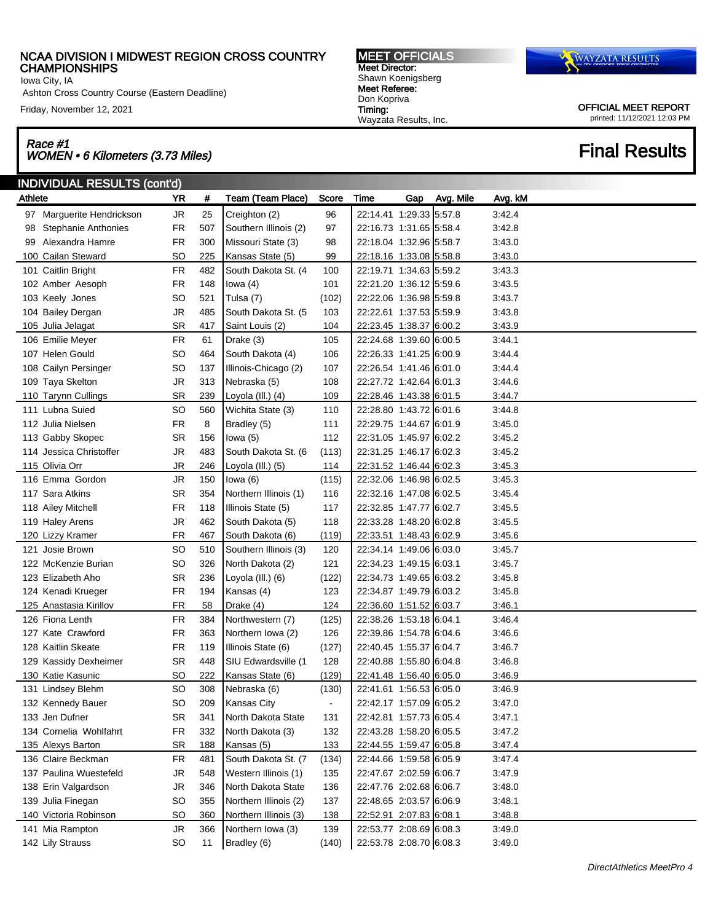# NCAA DIVISION I MIDWEST REGION CROSS COUNTRY CHAMPIONSHIPS

Iowa City, IA
Ashton Cross Country Course (Eastern Deadline)
Friday, November 12, 2021

**MEET OFFICIALS**
**Meet Director:** Shawn Koenigsberg
**Meet Referee:** Don Kopriva
**Timing:** Wayzata Results, Inc.

WAYZATA RESULTS

OFFICIAL MEET REPORT
printed: 11/12/2021 12:03 PM

## *Race #1*
## *WOMEN • 6 Kilometers (3.73 Miles)*

## Final Results

### INDIVIDUAL RESULTS (cont'd)

| Athlete | YR | # | Team (Team Place) | Score | Time | Gap | Avg. Mile | Avg. kM |
|---|---|---|---|---|---|---|---|---|
| 97 Marguerite Hendrickson | JR | 25 | Creighton (2) | 96 | 22:14.41 | 1:29.33 | 5:57.8 | 3:42.4 |
| 98 Stephanie Anthonies | FR | 507 | Southern Illinois (2) | 97 | 22:16.73 | 1:31.65 | 5:58.4 | 3:42.8 |
| 99 Alexandra Hamre | FR | 300 | Missouri State (3) | 98 | 22:18.04 | 1:32.96 | 5:58.7 | 3:43.0 |
| 100 Cailan Steward | SO | 225 | Kansas State (5) | 99 | 22:18.16 | 1:33.08 | 5:58.8 | 3:43.0 |
| 101 Caitlin Bright | FR | 482 | South Dakota St. (4 | 100 | 22:19.71 | 1:34.63 | 5:59.2 | 3:43.3 |
| 102 Amber Aesoph | FR | 148 | Iowa (4) | 101 | 22:21.20 | 1:36.12 | 5:59.6 | 3:43.5 |
| 103 Keely Jones | SO | 521 | Tulsa (7) | (102) | 22:22.06 | 1:36.98 | 5:59.8 | 3:43.7 |
| 104 Bailey Dergan | JR | 485 | South Dakota St. (5 | 103 | 22:22.61 | 1:37.53 | 5:59.9 | 3:43.8 |
| 105 Julia Jelagat | SR | 417 | Saint Louis (2) | 104 | 22:23.45 | 1:38.37 | 6:00.2 | 3:43.9 |
| 106 Emilie Meyer | FR | 61 | Drake (3) | 105 | 22:24.68 | 1:39.60 | 6:00.5 | 3:44.1 |
| 107 Helen Gould | SO | 464 | South Dakota (4) | 106 | 22:26.33 | 1:41.25 | 6:00.9 | 3:44.4 |
| 108 Cailyn Persinger | SO | 137 | Illinois-Chicago (2) | 107 | 22:26.54 | 1:41.46 | 6:01.0 | 3:44.4 |
| 109 Taya Skelton | JR | 313 | Nebraska (5) | 108 | 22:27.72 | 1:42.64 | 6:01.3 | 3:44.6 |
| 110 Tarynn Cullings | SR | 239 | Loyola (Ill.) (4) | 109 | 22:28.46 | 1:43.38 | 6:01.5 | 3:44.7 |
| 111 Lubna Suied | SO | 560 | Wichita State (3) | 110 | 22:28.80 | 1:43.72 | 6:01.6 | 3:44.8 |
| 112 Julia Nielsen | FR | 8 | Bradley (5) | 111 | 22:29.75 | 1:44.67 | 6:01.9 | 3:45.0 |
| 113 Gabby Skopec | SR | 156 | Iowa (5) | 112 | 22:31.05 | 1:45.97 | 6:02.2 | 3:45.2 |
| 114 Jessica Christoffer | JR | 483 | South Dakota St. (6 | (113) | 22:31.25 | 1:46.17 | 6:02.3 | 3:45.2 |
| 115 Olivia Orr | JR | 246 | Loyola (Ill.) (5) | 114 | 22:31.52 | 1:46.44 | 6:02.3 | 3:45.3 |
| 116 Emma Gordon | JR | 150 | Iowa (6) | (115) | 22:32.06 | 1:46.98 | 6:02.5 | 3:45.3 |
| 117 Sara Atkins | SR | 354 | Northern Illinois (1) | 116 | 22:32.16 | 1:47.08 | 6:02.5 | 3:45.4 |
| 118 Ailey Mitchell | FR | 118 | Illinois State (5) | 117 | 22:32.85 | 1:47.77 | 6:02.7 | 3:45.5 |
| 119 Haley Arens | JR | 462 | South Dakota (5) | 118 | 22:33.28 | 1:48.20 | 6:02.8 | 3:45.5 |
| 120 Lizzy Kramer | FR | 467 | South Dakota (6) | (119) | 22:33.51 | 1:48.43 | 6:02.9 | 3:45.6 |
| 121 Josie Brown | SO | 510 | Southern Illinois (3) | 120 | 22:34.14 | 1:49.06 | 6:03.0 | 3:45.7 |
| 122 McKenzie Burian | SO | 326 | North Dakota (2) | 121 | 22:34.23 | 1:49.15 | 6:03.1 | 3:45.7 |
| 123 Elizabeth Aho | SR | 236 | Loyola (Ill.) (6) | (122) | 22:34.73 | 1:49.65 | 6:03.2 | 3:45.8 |
| 124 Kenadi Krueger | FR | 194 | Kansas (4) | 123 | 22:34.87 | 1:49.79 | 6:03.2 | 3:45.8 |
| 125 Anastasia Kirillov | FR | 58 | Drake (4) | 124 | 22:36.60 | 1:51.52 | 6:03.7 | 3:46.1 |
| 126 Fiona Lenth | FR | 384 | Northwestern (7) | (125) | 22:38.26 | 1:53.18 | 6:04.1 | 3:46.4 |
| 127 Kate Crawford | FR | 363 | Northern Iowa (2) | 126 | 22:39.86 | 1:54.78 | 6:04.6 | 3:46.6 |
| 128 Kaitlin Skeate | FR | 119 | Illinois State (6) | (127) | 22:40.45 | 1:55.37 | 6:04.7 | 3:46.7 |
| 129 Kassidy Dexheimer | SR | 448 | SIU Edwardsville (1 | 128 | 22:40.88 | 1:55.80 | 6:04.8 | 3:46.8 |
| 130 Katie Kasunic | SO | 222 | Kansas State (6) | (129) | 22:41.48 | 1:56.40 | 6:05.0 | 3:46.9 |
| 131 Lindsey Blehm | SO | 308 | Nebraska (6) | (130) | 22:41.61 | 1:56.53 | 6:05.0 | 3:46.9 |
| 132 Kennedy Bauer | SO | 209 | Kansas City | - | 22:42.17 | 1:57.09 | 6:05.2 | 3:47.0 |
| 133 Jen Dufner | SR | 341 | North Dakota State | 131 | 22:42.81 | 1:57.73 | 6:05.4 | 3:47.1 |
| 134 Cornelia Wohlfahrt | FR | 332 | North Dakota (3) | 132 | 22:43.28 | 1:58.20 | 6:05.5 | 3:47.2 |
| 135 Alexys Barton | SR | 188 | Kansas (5) | 133 | 22:44.55 | 1:59.47 | 6:05.8 | 3:47.4 |
| 136 Claire Beckman | FR | 481 | South Dakota St. (7 | (134) | 22:44.66 | 1:59.58 | 6:05.9 | 3:47.4 |
| 137 Paulina Wuestefeld | JR | 548 | Western Illinois (1) | 135 | 22:47.67 | 2:02.59 | 6:06.7 | 3:47.9 |
| 138 Erin Valgardson | JR | 346 | North Dakota State | 136 | 22:47.76 | 2:02.68 | 6:06.7 | 3:48.0 |
| 139 Julia Finegan | SO | 355 | Northern Illinois (2) | 137 | 22:48.65 | 2:03.57 | 6:06.9 | 3:48.1 |
| 140 Victoria Robinson | SO | 360 | Northern Illinois (3) | 138 | 22:52.91 | 2:07.83 | 6:08.1 | 3:48.8 |
| 141 Mia Rampton | JR | 366 | Northern Iowa (3) | 139 | 22:53.77 | 2:08.69 | 6:08.3 | 3:49.0 |
| 142 Lily Strauss | SO | 11 | Bradley (6) | (140) | 22:53.78 | 2:08.70 | 6:08.3 | 3:49.0 |

*DirectAthletics MeetPro 4*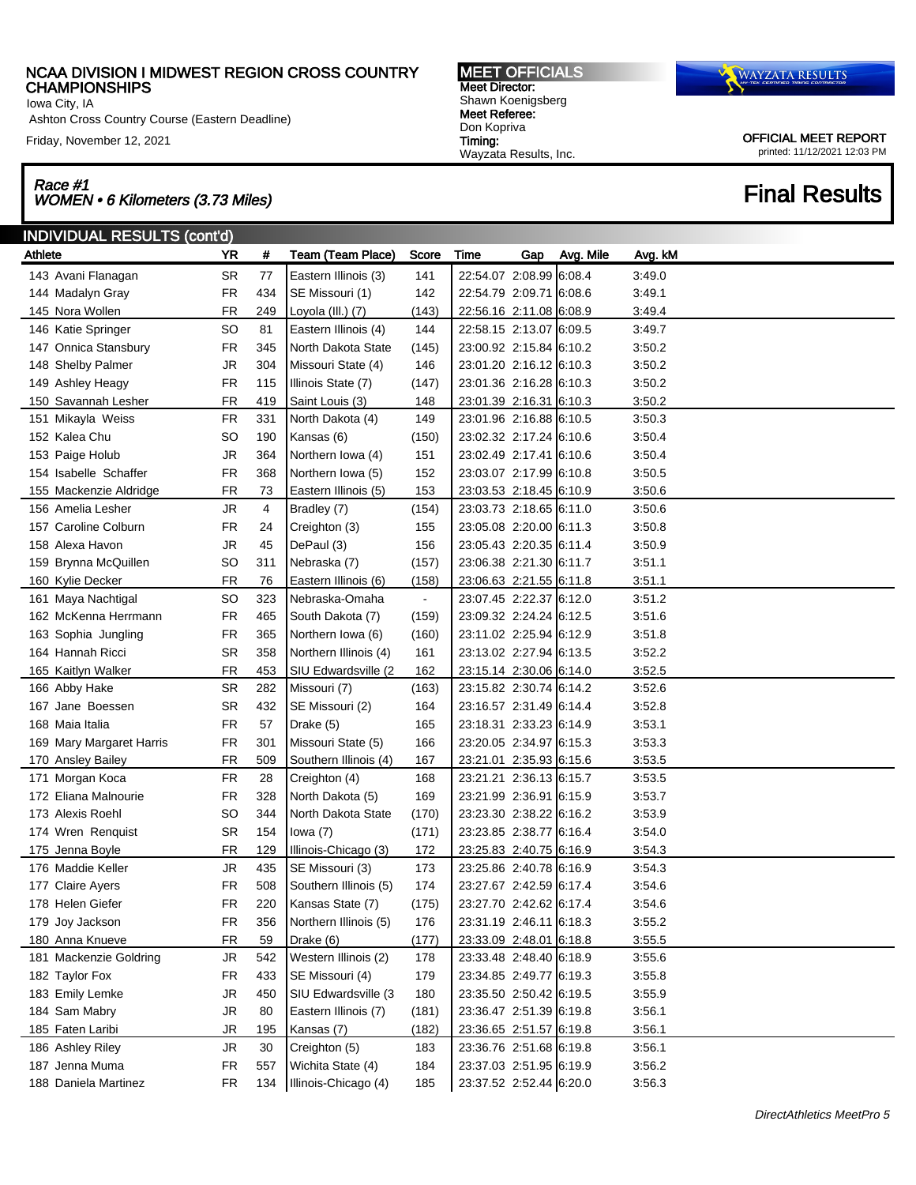NCAA DIVISION I MIDWEST REGION CROSS COUNTRY CHAMPIONSHIPS
Iowa City, IA
Ashton Cross Country Course (Eastern Deadline)
Friday, November 12, 2021

**MEET OFFICIALS**
Meet Director:
Shawn Koenigsberg
Meet Referee:
Don Kopriva
Timing:
Wayzata Results, Inc.

OFFICIAL MEET REPORT
printed: 11/12/2021 12:03 PM

## Race #1
### WOMEN • 6 Kilometers (3.73 Miles)

## Final Results

### INDIVIDUAL RESULTS (cont'd)

| Athlete | YR | # | Team (Team Place) | Score | Time | Gap | Avg. Mile | Avg. kM |
|---|---|---|---|---|---|---|---|---|
| 143 Avani Flanagan | SR | 77 | Eastern Illinois (3) | 141 | 22:54.07 | 2:08.99 | 6:08.4 | 3:49.0 |
| 144 Madalyn Gray | FR | 434 | SE Missouri (1) | 142 | 22:54.79 | 2:09.71 | 6:08.6 | 3:49.1 |
| 145 Nora Wollen | FR | 249 | Loyola (Ill.) (7) | (143) | 22:56.16 | 2:11.08 | 6:08.9 | 3:49.4 |
| 146 Katie Springer | SO | 81 | Eastern Illinois (4) | 144 | 22:58.15 | 2:13.07 | 6:09.5 | 3:49.7 |
| 147 Onnica Stansbury | FR | 345 | North Dakota State | (145) | 23:00.92 | 2:15.84 | 6:10.2 | 3:50.2 |
| 148 Shelby Palmer | JR | 304 | Missouri State (4) | 146 | 23:01.20 | 2:16.12 | 6:10.3 | 3:50.2 |
| 149 Ashley Heagy | FR | 115 | Illinois State (7) | (147) | 23:01.36 | 2:16.28 | 6:10.3 | 3:50.2 |
| 150 Savannah Lesher | FR | 419 | Saint Louis (3) | 148 | 23:01.39 | 2:16.31 | 6:10.3 | 3:50.2 |
| 151 Mikayla Weiss | FR | 331 | North Dakota (4) | 149 | 23:01.96 | 2:16.88 | 6:10.5 | 3:50.3 |
| 152 Kalea Chu | SO | 190 | Kansas (6) | (150) | 23:02.32 | 2:17.24 | 6:10.6 | 3:50.4 |
| 153 Paige Holub | JR | 364 | Northern Iowa (4) | 151 | 23:02.49 | 2:17.41 | 6:10.6 | 3:50.4 |
| 154 Isabelle Schaffer | FR | 368 | Northern Iowa (5) | 152 | 23:03.07 | 2:17.99 | 6:10.8 | 3:50.5 |
| 155 Mackenzie Aldridge | FR | 73 | Eastern Illinois (5) | 153 | 23:03.53 | 2:18.45 | 6:10.9 | 3:50.6 |
| 156 Amelia Lesher | JR | 4 | Bradley (7) | (154) | 23:03.73 | 2:18.65 | 6:11.0 | 3:50.6 |
| 157 Caroline Colburn | FR | 24 | Creighton (3) | 155 | 23:05.08 | 2:20.00 | 6:11.3 | 3:50.8 |
| 158 Alexa Havon | JR | 45 | DePaul (3) | 156 | 23:05.43 | 2:20.35 | 6:11.4 | 3:50.9 |
| 159 Brynna McQuillen | SO | 311 | Nebraska (7) | (157) | 23:06.38 | 2:21.30 | 6:11.7 | 3:51.1 |
| 160 Kylie Decker | FR | 76 | Eastern Illinois (6) | (158) | 23:06.63 | 2:21.55 | 6:11.8 | 3:51.1 |
| 161 Maya Nachtigal | SO | 323 | Nebraska-Omaha | - | 23:07.45 | 2:22.37 | 6:12.0 | 3:51.2 |
| 162 McKenna Herrmann | FR | 465 | South Dakota (7) | (159) | 23:09.32 | 2:24.24 | 6:12.5 | 3:51.6 |
| 163 Sophia Jungling | FR | 365 | Northern Iowa (6) | (160) | 23:11.02 | 2:25.94 | 6:12.9 | 3:51.8 |
| 164 Hannah Ricci | SR | 358 | Northern Illinois (4) | 161 | 23:13.02 | 2:27.94 | 6:13.5 | 3:52.2 |
| 165 Kaitlyn Walker | FR | 453 | SIU Edwardsville (2 | 162 | 23:15.14 | 2:30.06 | 6:14.0 | 3:52.5 |
| 166 Abby Hake | SR | 282 | Missouri (7) | (163) | 23:15.82 | 2:30.74 | 6:14.2 | 3:52.6 |
| 167 Jane Boessen | SR | 432 | SE Missouri (2) | 164 | 23:16.57 | 2:31.49 | 6:14.4 | 3:52.8 |
| 168 Maia Italia | FR | 57 | Drake (5) | 165 | 23:18.31 | 2:33.23 | 6:14.9 | 3:53.1 |
| 169 Mary Margaret Harris | FR | 301 | Missouri State (5) | 166 | 23:20.05 | 2:34.97 | 6:15.3 | 3:53.3 |
| 170 Ansley Bailey | FR | 509 | Southern Illinois (4) | 167 | 23:21.01 | 2:35.93 | 6:15.6 | 3:53.5 |
| 171 Morgan Koca | FR | 28 | Creighton (4) | 168 | 23:21.21 | 2:36.13 | 6:15.7 | 3:53.5 |
| 172 Eliana Malnourie | FR | 328 | North Dakota (5) | 169 | 23:21.99 | 2:36.91 | 6:15.9 | 3:53.7 |
| 173 Alexis Roehl | SO | 344 | North Dakota State | (170) | 23:23.30 | 2:38.22 | 6:16.2 | 3:53.9 |
| 174 Wren Renquist | SR | 154 | Iowa (7) | (171) | 23:23.85 | 2:38.77 | 6:16.4 | 3:54.0 |
| 175 Jenna Boyle | FR | 129 | Illinois-Chicago (3) | 172 | 23:25.83 | 2:40.75 | 6:16.9 | 3:54.3 |
| 176 Maddie Keller | JR | 435 | SE Missouri (3) | 173 | 23:25.86 | 2:40.78 | 6:16.9 | 3:54.3 |
| 177 Claire Ayers | FR | 508 | Southern Illinois (5) | 174 | 23:27.67 | 2:42.59 | 6:17.4 | 3:54.6 |
| 178 Helen Giefer | FR | 220 | Kansas State (7) | (175) | 23:27.70 | 2:42.62 | 6:17.4 | 3:54.6 |
| 179 Joy Jackson | FR | 356 | Northern Illinois (5) | 176 | 23:31.19 | 2:46.11 | 6:18.3 | 3:55.2 |
| 180 Anna Knueve | FR | 59 | Drake (6) | (177) | 23:33.09 | 2:48.01 | 6:18.8 | 3:55.5 |
| 181 Mackenzie Goldring | JR | 542 | Western Illinois (2) | 178 | 23:33.48 | 2:48.40 | 6:18.9 | 3:55.6 |
| 182 Taylor Fox | FR | 433 | SE Missouri (4) | 179 | 23:34.85 | 2:49.77 | 6:19.3 | 3:55.8 |
| 183 Emily Lemke | JR | 450 | SIU Edwardsville (3 | 180 | 23:35.50 | 2:50.42 | 6:19.5 | 3:55.9 |
| 184 Sam Mabry | JR | 80 | Eastern Illinois (7) | (181) | 23:36.47 | 2:51.39 | 6:19.8 | 3:56.1 |
| 185 Faten Laribi | JR | 195 | Kansas (7) | (182) | 23:36.65 | 2:51.57 | 6:19.8 | 3:56.1 |
| 186 Ashley Riley | JR | 30 | Creighton (5) | 183 | 23:36.76 | 2:51.68 | 6:19.8 | 3:56.1 |
| 187 Jenna Muma | FR | 557 | Wichita State (4) | 184 | 23:37.03 | 2:51.95 | 6:19.9 | 3:56.2 |
| 188 Daniela Martinez | FR | 134 | Illinois-Chicago (4) | 185 | 23:37.52 | 2:52.44 | 6:20.0 | 3:56.3 |

*DirectAthletics MeetPro 5*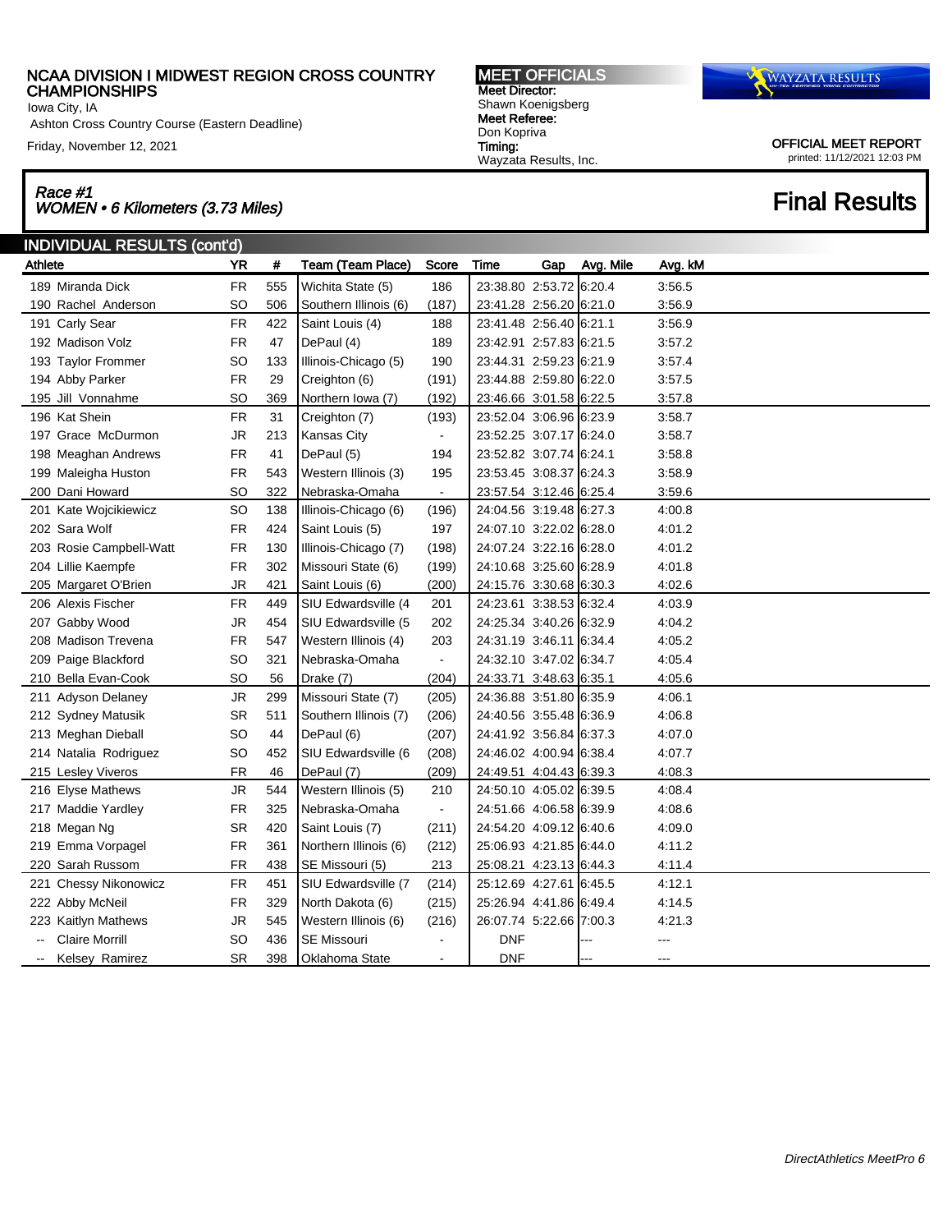# NCAA DIVISION I MIDWEST REGION CROSS COUNTRY CHAMPIONSHIPS

Iowa City, IA

Ashton Cross Country Course (Eastern Deadline)

Friday, November 12, 2021

**MEET OFFICIALS**
**Meet Director:** Shawn Koenigsberg
**Meet Referee:** Don Kopriva
**Timing:** Wayzata Results, Inc.

OFFICIAL MEET REPORT
printed: 11/12/2021 12:03 PM

## Race #1
### WOMEN • 6 Kilometers (3.73 Miles)

## Final Results

### INDIVIDUAL RESULTS (cont'd)

| Athlete | YR | # | Team (Team Place) | Score | Time | Gap | Avg. Mile | Avg. kM |
|---|---|---|---|---|---|---|---|---|
| 189 Miranda Dick | FR | 555 | Wichita State (5) | 186 | 23:38.80 | 2:53.72 | 6:20.4 | 3:56.5 |
| 190 Rachel Anderson | SO | 506 | Southern Illinois (6) | (187) | 23:41.28 | 2:56.20 | 6:21.0 | 3:56.9 |
| 191 Carly Sear | FR | 422 | Saint Louis (4) | 188 | 23:41.48 | 2:56.40 | 6:21.1 | 3:56.9 |
| 192 Madison Volz | FR | 47 | DePaul (4) | 189 | 23:42.91 | 2:57.83 | 6:21.5 | 3:57.2 |
| 193 Taylor Frommer | SO | 133 | Illinois-Chicago (5) | 190 | 23:44.31 | 2:59.23 | 6:21.9 | 3:57.4 |
| 194 Abby Parker | FR | 29 | Creighton (6) | (191) | 23:44.88 | 2:59.80 | 6:22.0 | 3:57.5 |
| 195 Jill Vonnahme | SO | 369 | Northern Iowa (7) | (192) | 23:46.66 | 3:01.58 | 6:22.5 | 3:57.8 |
| 196 Kat Shein | FR | 31 | Creighton (7) | (193) | 23:52.04 | 3:06.96 | 6:23.9 | 3:58.7 |
| 197 Grace McDurmon | JR | 213 | Kansas City | - | 23:52.25 | 3:07.17 | 6:24.0 | 3:58.7 |
| 198 Meaghan Andrews | FR | 41 | DePaul (5) | 194 | 23:52.82 | 3:07.74 | 6:24.1 | 3:58.8 |
| 199 Maleigha Huston | FR | 543 | Western Illinois (3) | 195 | 23:53.45 | 3:08.37 | 6:24.3 | 3:58.9 |
| 200 Dani Howard | SO | 322 | Nebraska-Omaha | - | 23:57.54 | 3:12.46 | 6:25.4 | 3:59.6 |
| 201 Kate Wojcikiewicz | SO | 138 | Illinois-Chicago (6) | (196) | 24:04.56 | 3:19.48 | 6:27.3 | 4:00.8 |
| 202 Sara Wolf | FR | 424 | Saint Louis (5) | 197 | 24:07.10 | 3:22.02 | 6:28.0 | 4:01.2 |
| 203 Rosie Campbell-Watt | FR | 130 | Illinois-Chicago (7) | (198) | 24:07.24 | 3:22.16 | 6:28.0 | 4:01.2 |
| 204 Lillie Kaempfe | FR | 302 | Missouri State (6) | (199) | 24:10.68 | 3:25.60 | 6:28.9 | 4:01.8 |
| 205 Margaret O'Brien | JR | 421 | Saint Louis (6) | (200) | 24:15.76 | 3:30.68 | 6:30.3 | 4:02.6 |
| 206 Alexis Fischer | FR | 449 | SIU Edwardsville (4 | 201 | 24:23.61 | 3:38.53 | 6:32.4 | 4:03.9 |
| 207 Gabby Wood | JR | 454 | SIU Edwardsville (5 | 202 | 24:25.34 | 3:40.26 | 6:32.9 | 4:04.2 |
| 208 Madison Trevena | FR | 547 | Western Illinois (4) | 203 | 24:31.19 | 3:46.11 | 6:34.4 | 4:05.2 |
| 209 Paige Blackford | SO | 321 | Nebraska-Omaha | - | 24:32.10 | 3:47.02 | 6:34.7 | 4:05.4 |
| 210 Bella Evan-Cook | SO | 56 | Drake (7) | (204) | 24:33.71 | 3:48.63 | 6:35.1 | 4:05.6 |
| 211 Adyson Delaney | JR | 299 | Missouri State (7) | (205) | 24:36.88 | 3:51.80 | 6:35.9 | 4:06.1 |
| 212 Sydney Matusik | SR | 511 | Southern Illinois (7) | (206) | 24:40.56 | 3:55.48 | 6:36.9 | 4:06.8 |
| 213 Meghan Dieball | SO | 44 | DePaul (6) | (207) | 24:41.92 | 3:56.84 | 6:37.3 | 4:07.0 |
| 214 Natalia Rodriguez | SO | 452 | SIU Edwardsville (6 | (208) | 24:46.02 | 4:00.94 | 6:38.4 | 4:07.7 |
| 215 Lesley Viveros | FR | 46 | DePaul (7) | (209) | 24:49.51 | 4:04.43 | 6:39.3 | 4:08.3 |
| 216 Elyse Mathews | JR | 544 | Western Illinois (5) | 210 | 24:50.10 | 4:05.02 | 6:39.5 | 4:08.4 |
| 217 Maddie Yardley | FR | 325 | Nebraska-Omaha | - | 24:51.66 | 4:06.58 | 6:39.9 | 4:08.6 |
| 218 Megan Ng | SR | 420 | Saint Louis (7) | (211) | 24:54.20 | 4:09.12 | 6:40.6 | 4:09.0 |
| 219 Emma Vorpagel | FR | 361 | Northern Illinois (6) | (212) | 25:06.93 | 4:21.85 | 6:44.0 | 4:11.2 |
| 220 Sarah Russom | FR | 438 | SE Missouri (5) | 213 | 25:08.21 | 4:23.13 | 6:44.3 | 4:11.4 |
| 221 Chessy Nikonowicz | FR | 451 | SIU Edwardsville (7 | (214) | 25:12.69 | 4:27.61 | 6:45.5 | 4:12.1 |
| 222 Abby McNeil | FR | 329 | North Dakota (6) | (215) | 25:26.94 | 4:41.86 | 6:49.4 | 4:14.5 |
| 223 Kaitlyn Mathews | JR | 545 | Western Illinois (6) | (216) | 26:07.74 | 5:22.66 | 7:00.3 | 4:21.3 |
| -- Claire Morrill | SO | 436 | SE Missouri | - | DNF | | --- | --- |
| -- Kelsey Ramirez | SR | 398 | Oklahoma State | - | DNF | | --- | --- |

*DirectAthletics MeetPro 6*